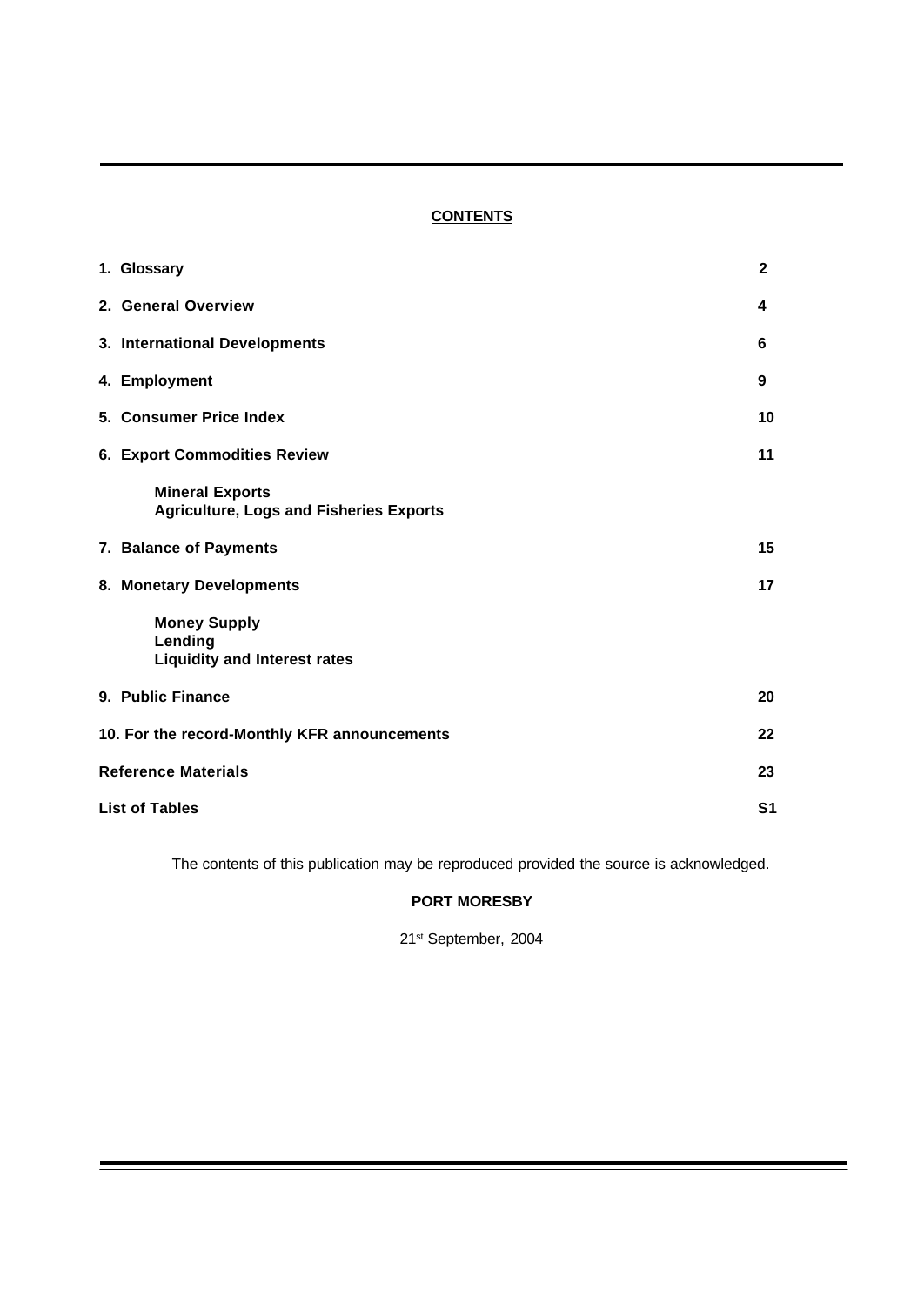## CONTENTS

| | |
|---|---|
| **1. Glossary** | **2** |
| **2. General Overview** | **4** |
| **3. International Developments** | **6** |
| **4. Employment** | **9** |
| **5. Consumer Price Index** | **10** |
| **6. Export Commodities Review** | **11** |
| **Mineral Exports** <br> **Agriculture, Logs and Fisheries Exports** | |
| **7. Balance of Payments** | **15** |
| **8. Monetary Developments** | **17** |
| **Money Supply** <br> **Lending** <br> **Liquidity and Interest rates** | |
| **9. Public Finance** | **20** |
| **10. For the record-Monthly KFR announcements** | **22** |
| **Reference Materials** | **23** |
| **List of Tables** | **S1** |

The contents of this publication may be reproduced provided the source is acknowledged.

**PORT MORESBY**

21st September, 2004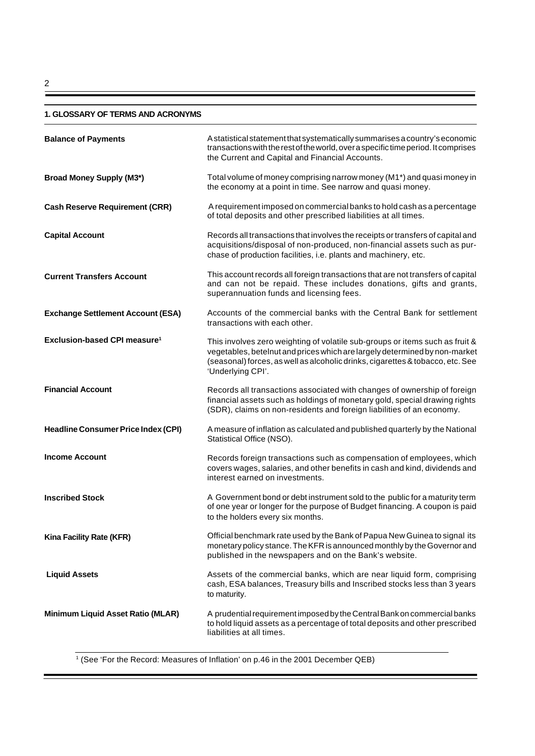## 1. GLOSSARY OF TERMS AND ACRONYMS

**Balance of Payments**
A statistical statement that systematically summarises a country's economic transactions with the rest of the world, over a specific time period. It comprises the Current and Capital and Financial Accounts.

**Broad Money Supply (M3*)**
Total volume of money comprising narrow money (M1*) and quasi money in the economy at a point in time. See narrow and quasi money.

**Cash Reserve Requirement (CRR)**
A requirement imposed on commercial banks to hold cash as a percentage of total deposits and other prescribed liabilities at all times.

**Capital Account**
Records all transactions that involves the receipts or transfers of capital and acquisitions/disposal of non-produced, non-financial assets such as purchase of production facilities, i.e. plants and machinery, etc.

**Current Transfers Account**
This account records all foreign transactions that are not transfers of capital and can not be repaid. These includes donations, gifts and grants, superannuation funds and licensing fees.

**Exchange Settlement Account (ESA)**
Accounts of the commercial banks with the Central Bank for settlement transactions with each other.

**Exclusion-based CPI measure[1]**
This involves zero weighting of volatile sub-groups or items such as fruit & vegetables, betelnut and prices which are largely determined by non-market (seasonal) forces, as well as alcoholic drinks, cigarettes & tobacco, etc. See 'Underlying CPI'.

**Financial Account**
Records all transactions associated with changes of ownership of foreign financial assets such as holdings of monetary gold, special drawing rights (SDR), claims on non-residents and foreign liabilities of an economy.

**Headline Consumer Price Index (CPI)**
A measure of inflation as calculated and published quarterly by the National Statistical Office (NSO).

**Income Account**
Records foreign transactions such as compensation of employees, which covers wages, salaries, and other benefits in cash and kind, dividends and interest earned on investments.

**Inscribed Stock**
A Government bond or debt instrument sold to the public for a maturity term of one year or longer for the purpose of Budget financing. A coupon is paid to the holders every six months.

**Kina Facility Rate (KFR)**
Official benchmark rate used by the Bank of Papua New Guinea to signal its monetary policy stance. The KFR is announced monthly by the Governor and published in the newspapers and on the Bank's website.

**Liquid Assets**
Assets of the commercial banks, which are near liquid form, comprising cash, ESA balances, Treasury bills and Inscribed stocks less than 3 years to maturity.

**Minimum Liquid Asset Ratio (MLAR)**
A prudential requirement imposed by the Central Bank on commercial banks to hold liquid assets as a percentage of total deposits and other prescribed liabilities at all times.

---

[1] (See 'For the Record: Measures of Inflation' on p.46 in the 2001 December QEB)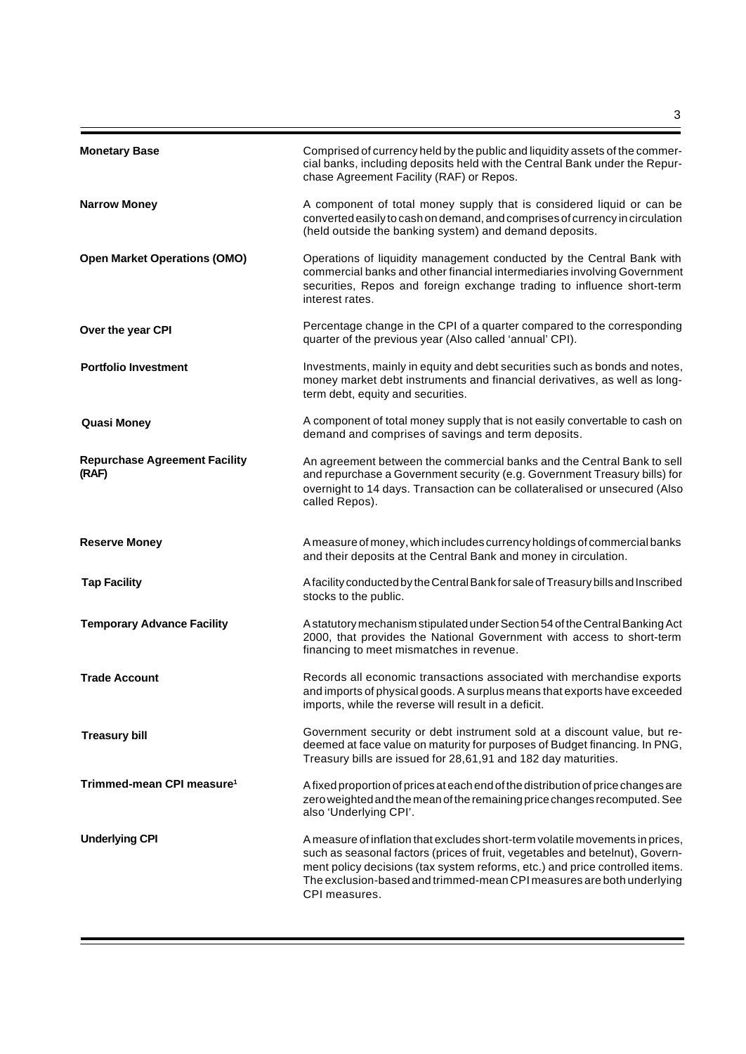| | |
|---|---|
| **Monetary Base** | Comprised of currency held by the public and liquidity assets of the commercial banks, including deposits held with the Central Bank under the Repurchase Agreement Facility (RAF) or Repos. |
| **Narrow Money** | A component of total money supply that is considered liquid or can be converted easily to cash on demand, and comprises of currency in circulation (held outside the banking system) and demand deposits. |
| **Open Market Operations (OMO)** | Operations of liquidity management conducted by the Central Bank with commercial banks and other financial intermediaries involving Government securities, Repos and foreign exchange trading to influence short-term interest rates. |
| **Over the year CPI** | Percentage change in the CPI of a quarter compared to the corresponding quarter of the previous year (Also called 'annual' CPI). |
| **Portfolio Investment** | Investments, mainly in equity and debt securities such as bonds and notes, money market debt instruments and financial derivatives, as well as long-term debt, equity and securities. |
| **Quasi Money** | A component of total money supply that is not easily convertable to cash on demand and comprises of savings and term deposits. |
| **Repurchase Agreement Facility (RAF)** | An agreement between the commercial banks and the Central Bank to sell and repurchase a Government security (e.g. Government Treasury bills) for overnight to 14 days. Transaction can be collateralised or unsecured (Also called Repos). |
| **Reserve Money** | A measure of money, which includes currency holdings of commercial banks and their deposits at the Central Bank and money in circulation. |
| **Tap Facility** | A facility conducted by the Central Bank for sale of Treasury bills and Inscribed stocks to the public. |
| **Temporary Advance Facility** | A statutory mechanism stipulated under Section 54 of the Central Banking Act 2000, that provides the National Government with access to short-term financing to meet mismatches in revenue. |
| **Trade Account** | Records all economic transactions associated with merchandise exports and imports of physical goods. A surplus means that exports have exceeded imports, while the reverse will result in a deficit. |
| **Treasury bill** | Government security or debt instrument sold at a discount value, but redeemed at face value on maturity for purposes of Budget financing. In PNG, Treasury bills are issued for 28,61,91 and 182 day maturities. |
| **Trimmed-mean CPI measure**[1] | A fixed proportion of prices at each end of the distribution of price changes are zero weighted and the mean of the remaining price changes recomputed. See also 'Underlying CPI'. |
| **Underlying CPI** | A measure of inflation that excludes short-term volatile movements in prices, such as seasonal factors (prices of fruit, vegetables and betelnut), Government policy decisions (tax system reforms, etc.) and price controlled items. The exclusion-based and trimmed-mean CPI measures are both underlying CPI measures. |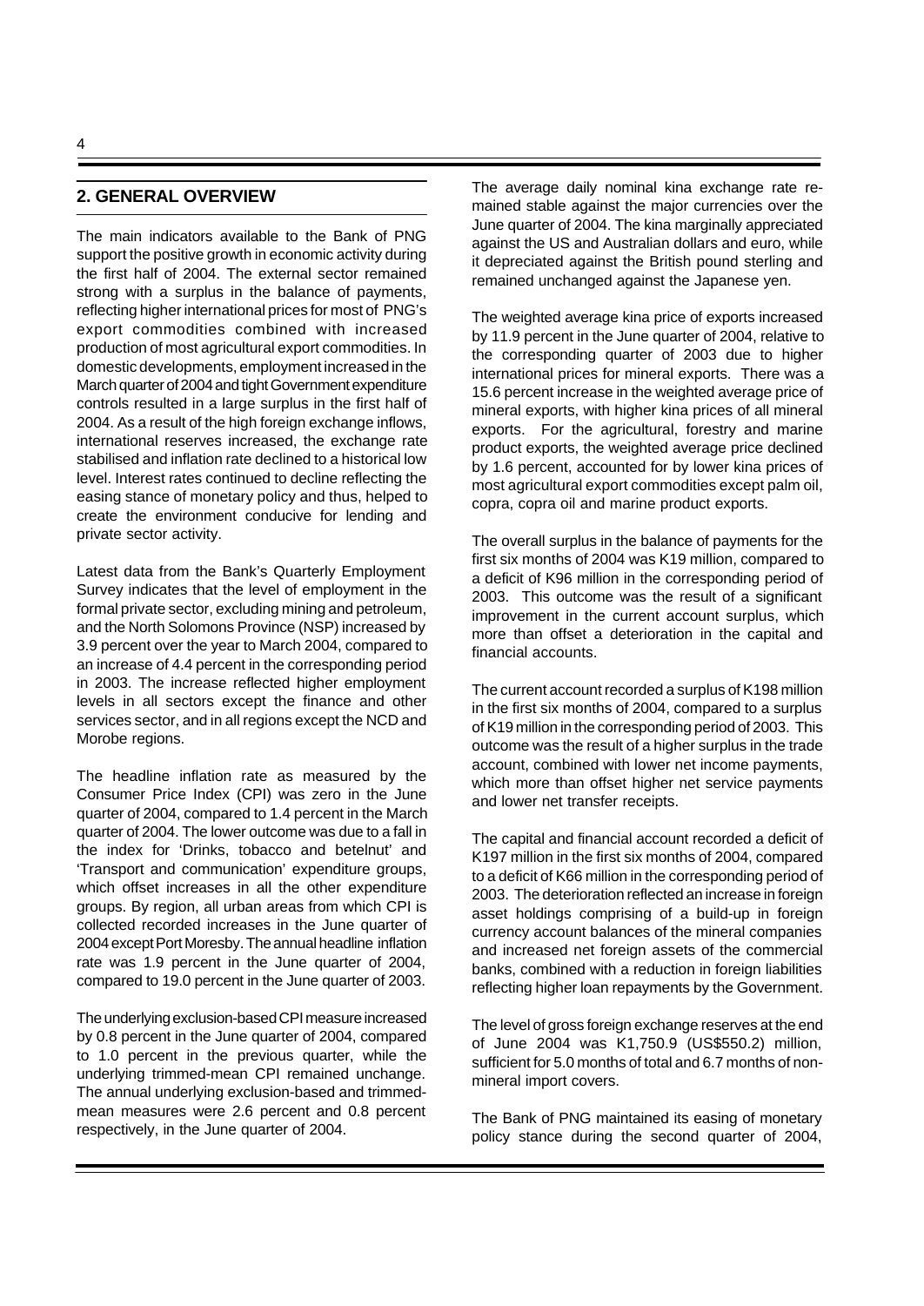## 2. GENERAL OVERVIEW

The main indicators available to the Bank of PNG support the positive growth in economic activity during the first half of 2004. The external sector remained strong with a surplus in the balance of payments, reflecting higher international prices for most of PNG's export commodities combined with increased production of most agricultural export commodities. In domestic developments, employment increased in the March quarter of 2004 and tight Government expenditure controls resulted in a large surplus in the first half of 2004. As a result of the high foreign exchange inflows, international reserves increased, the exchange rate stabilised and inflation rate declined to a historical low level. Interest rates continued to decline reflecting the easing stance of monetary policy and thus, helped to create the environment conducive for lending and private sector activity.

Latest data from the Bank's Quarterly Employment Survey indicates that the level of employment in the formal private sector, excluding mining and petroleum, and the North Solomons Province (NSP) increased by 3.9 percent over the year to March 2004, compared to an increase of 4.4 percent in the corresponding period in 2003. The increase reflected higher employment levels in all sectors except the finance and other services sector, and in all regions except the NCD and Morobe regions.

The headline inflation rate as measured by the Consumer Price Index (CPI) was zero in the June quarter of 2004, compared to 1.4 percent in the March quarter of 2004. The lower outcome was due to a fall in the index for 'Drinks, tobacco and betelnut' and 'Transport and communication' expenditure groups, which offset increases in all the other expenditure groups. By region, all urban areas from which CPI is collected recorded increases in the June quarter of 2004 except Port Moresby. The annual headline inflation rate was 1.9 percent in the June quarter of 2004, compared to 19.0 percent in the June quarter of 2003.

The underlying exclusion-based CPI measure increased by 0.8 percent in the June quarter of 2004, compared to 1.0 percent in the previous quarter, while the underlying trimmed-mean CPI remained unchange. The annual underlying exclusion-based and trimmed-mean measures were 2.6 percent and 0.8 percent respectively, in the June quarter of 2004.

The average daily nominal kina exchange rate remained stable against the major currencies over the June quarter of 2004. The kina marginally appreciated against the US and Australian dollars and euro, while it depreciated against the British pound sterling and remained unchanged against the Japanese yen.

The weighted average kina price of exports increased by 11.9 percent in the June quarter of 2004, relative to the corresponding quarter of 2003 due to higher international prices for mineral exports. There was a 15.6 percent increase in the weighted average price of mineral exports, with higher kina prices of all mineral exports. For the agricultural, forestry and marine product exports, the weighted average price declined by 1.6 percent, accounted for by lower kina prices of most agricultural export commodities except palm oil, copra, copra oil and marine product exports.

The overall surplus in the balance of payments for the first six months of 2004 was K19 million, compared to a deficit of K96 million in the corresponding period of 2003. This outcome was the result of a significant improvement in the current account surplus, which more than offset a deterioration in the capital and financial accounts.

The current account recorded a surplus of K198 million in the first six months of 2004, compared to a surplus of K19 million in the corresponding period of 2003. This outcome was the result of a higher surplus in the trade account, combined with lower net income payments, which more than offset higher net service payments and lower net transfer receipts.

The capital and financial account recorded a deficit of K197 million in the first six months of 2004, compared to a deficit of K66 million in the corresponding period of 2003. The deterioration reflected an increase in foreign asset holdings comprising of a build-up in foreign currency account balances of the mineral companies and increased net foreign assets of the commercial banks, combined with a reduction in foreign liabilities reflecting higher loan repayments by the Government.

The level of gross foreign exchange reserves at the end of June 2004 was K1,750.9 (US$550.2) million, sufficient for 5.0 months of total and 6.7 months of non-mineral import covers.

The Bank of PNG maintained its easing of monetary policy stance during the second quarter of 2004,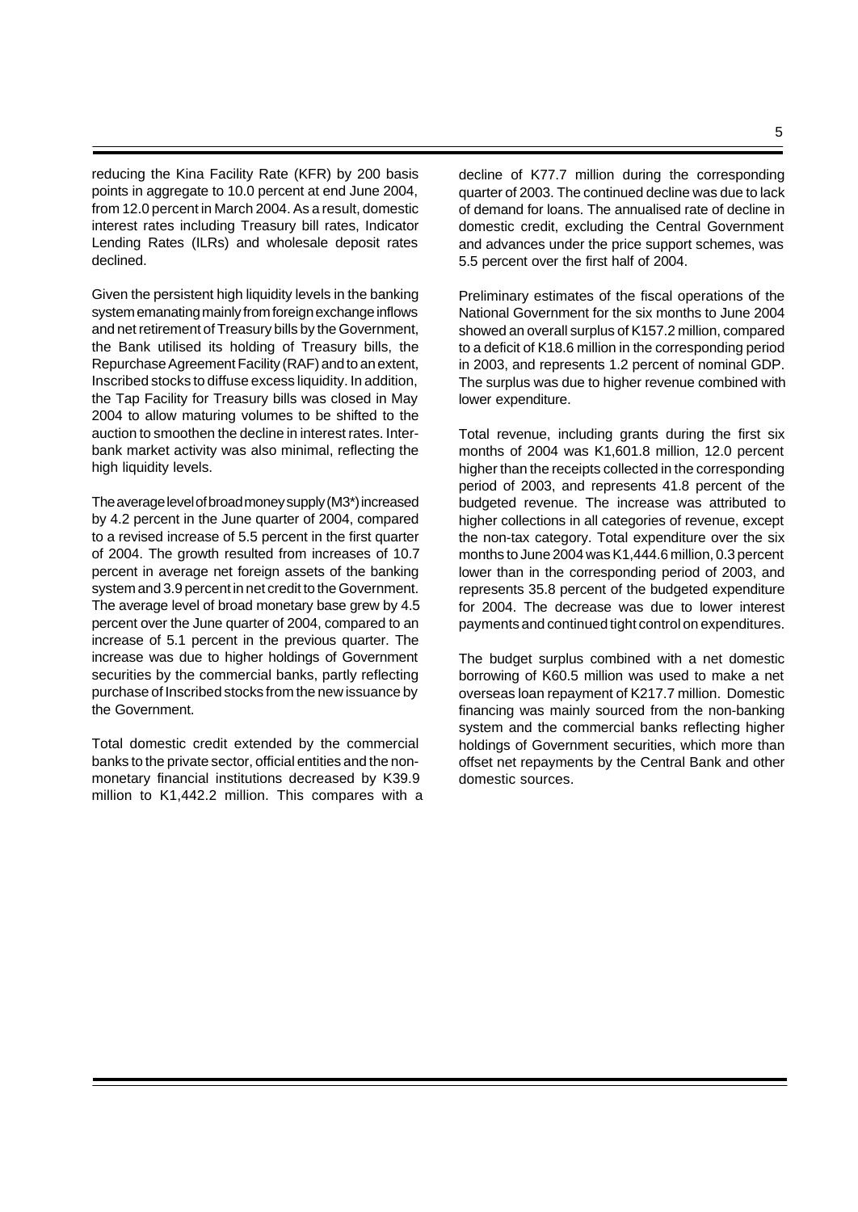reducing the Kina Facility Rate (KFR) by 200 basis points in aggregate to 10.0 percent at end June 2004, from 12.0 percent in March 2004. As a result, domestic interest rates including Treasury bill rates, Indicator Lending Rates (ILRs) and wholesale deposit rates declined.

Given the persistent high liquidity levels in the banking system emanating mainly from foreign exchange inflows and net retirement of Treasury bills by the Government, the Bank utilised its holding of Treasury bills, the Repurchase Agreement Facility (RAF) and to an extent, Inscribed stocks to diffuse excess liquidity. In addition, the Tap Facility for Treasury bills was closed in May 2004 to allow maturing volumes to be shifted to the auction to smoothen the decline in interest rates. Inter-bank market activity was also minimal, reflecting the high liquidity levels.

The average level of broad money supply (M3*) increased by 4.2 percent in the June quarter of 2004, compared to a revised increase of 5.5 percent in the first quarter of 2004. The growth resulted from increases of 10.7 percent in average net foreign assets of the banking system and 3.9 percent in net credit to the Government. The average level of broad monetary base grew by 4.5 percent over the June quarter of 2004, compared to an increase of 5.1 percent in the previous quarter. The increase was due to higher holdings of Government securities by the commercial banks, partly reflecting purchase of Inscribed stocks from the new issuance by the Government.

Total domestic credit extended by the commercial banks to the private sector, official entities and the non-monetary financial institutions decreased by K39.9 million to K1,442.2 million. This compares with a decline of K77.7 million during the corresponding quarter of 2003. The continued decline was due to lack of demand for loans. The annualised rate of decline in domestic credit, excluding the Central Government and advances under the price support schemes, was 5.5 percent over the first half of 2004.

Preliminary estimates of the fiscal operations of the National Government for the six months to June 2004 showed an overall surplus of K157.2 million, compared to a deficit of K18.6 million in the corresponding period in 2003, and represents 1.2 percent of nominal GDP. The surplus was due to higher revenue combined with lower expenditure.

Total revenue, including grants during the first six months of 2004 was K1,601.8 million, 12.0 percent higher than the receipts collected in the corresponding period of 2003, and represents 41.8 percent of the budgeted revenue. The increase was attributed to higher collections in all categories of revenue, except the non-tax category. Total expenditure over the six months to June 2004 was K1,444.6 million, 0.3 percent lower than in the corresponding period of 2003, and represents 35.8 percent of the budgeted expenditure for 2004. The decrease was due to lower interest payments and continued tight control on expenditures.

The budget surplus combined with a net domestic borrowing of K60.5 million was used to make a net overseas loan repayment of K217.7 million. Domestic financing was mainly sourced from the non-banking system and the commercial banks reflecting higher holdings of Government securities, which more than offset net repayments by the Central Bank and other domestic sources.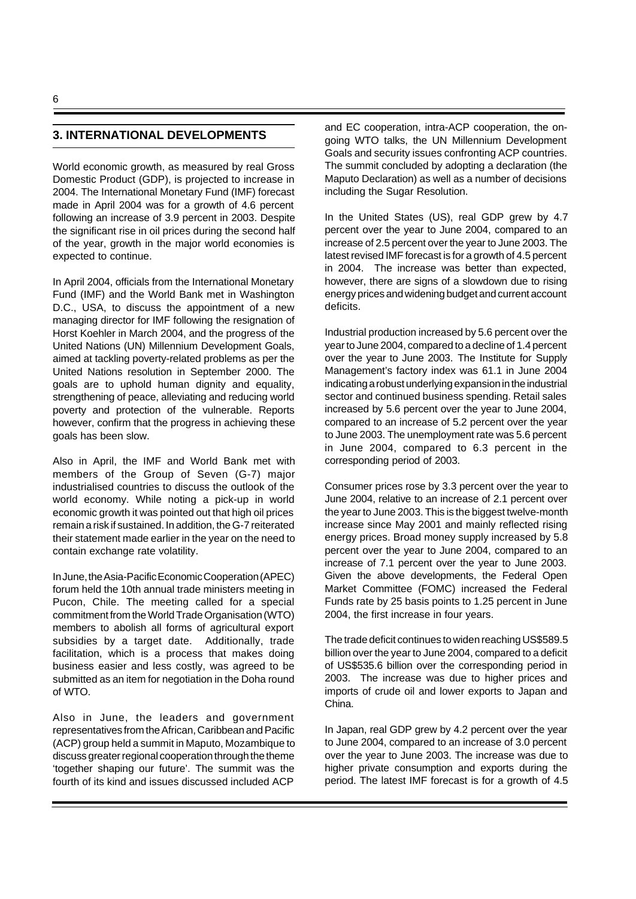## 3. INTERNATIONAL DEVELOPMENTS

World economic growth, as measured by real Gross Domestic Product (GDP), is projected to increase in 2004. The International Monetary Fund (IMF) forecast made in April 2004 was for a growth of 4.6 percent following an increase of 3.9 percent in 2003. Despite the significant rise in oil prices during the second half of the year, growth in the major world economies is expected to continue.

In April 2004, officials from the International Monetary Fund (IMF) and the World Bank met in Washington D.C., USA, to discuss the appointment of a new managing director for IMF following the resignation of Horst Koehler in March 2004, and the progress of the United Nations (UN) Millennium Development Goals, aimed at tackling poverty-related problems as per the United Nations resolution in September 2000. The goals are to uphold human dignity and equality, strengthening of peace, alleviating and reducing world poverty and protection of the vulnerable. Reports however, confirm that the progress in achieving these goals has been slow.

Also in April, the IMF and World Bank met with members of the Group of Seven (G-7) major industrialised countries to discuss the outlook of the world economy. While noting a pick-up in world economic growth it was pointed out that high oil prices remain a risk if sustained. In addition, the G-7 reiterated their statement made earlier in the year on the need to contain exchange rate volatility.

In June, the Asia-Pacific Economic Cooperation (APEC) forum held the 10th annual trade ministers meeting in Pucon, Chile. The meeting called for a special commitment from the World Trade Organisation (WTO) members to abolish all forms of agricultural export subsidies by a target date. Additionally, trade facilitation, which is a process that makes doing business easier and less costly, was agreed to be submitted as an item for negotiation in the Doha round of WTO.

Also in June, the leaders and government representatives from the African, Caribbean and Pacific (ACP) group held a summit in Maputo, Mozambique to discuss greater regional cooperation through the theme 'together shaping our future'. The summit was the fourth of its kind and issues discussed included ACP and EC cooperation, intra-ACP cooperation, the on-going WTO talks, the UN Millennium Development Goals and security issues confronting ACP countries. The summit concluded by adopting a declaration (the Maputo Declaration) as well as a number of decisions including the Sugar Resolution.

In the United States (US), real GDP grew by 4.7 percent over the year to June 2004, compared to an increase of 2.5 percent over the year to June 2003. The latest revised IMF forecast is for a growth of 4.5 percent in 2004. The increase was better than expected, however, there are signs of a slowdown due to rising energy prices and widening budget and current account deficits.

Industrial production increased by 5.6 percent over the year to June 2004, compared to a decline of 1.4 percent over the year to June 2003. The Institute for Supply Management's factory index was 61.1 in June 2004 indicating a robust underlying expansion in the industrial sector and continued business spending. Retail sales increased by 5.6 percent over the year to June 2004, compared to an increase of 5.2 percent over the year to June 2003. The unemployment rate was 5.6 percent in June 2004, compared to 6.3 percent in the corresponding period of 2003.

Consumer prices rose by 3.3 percent over the year to June 2004, relative to an increase of 2.1 percent over the year to June 2003. This is the biggest twelve-month increase since May 2001 and mainly reflected rising energy prices. Broad money supply increased by 5.8 percent over the year to June 2004, compared to an increase of 7.1 percent over the year to June 2003. Given the above developments, the Federal Open Market Committee (FOMC) increased the Federal Funds rate by 25 basis points to 1.25 percent in June 2004, the first increase in four years.

The trade deficit continues to widen reaching US$589.5 billion over the year to June 2004, compared to a deficit of US$535.6 billion over the corresponding period in 2003. The increase was due to higher prices and imports of crude oil and lower exports to Japan and China.

In Japan, real GDP grew by 4.2 percent over the year to June 2004, compared to an increase of 3.0 percent over the year to June 2003. The increase was due to higher private consumption and exports during the period. The latest IMF forecast is for a growth of 4.5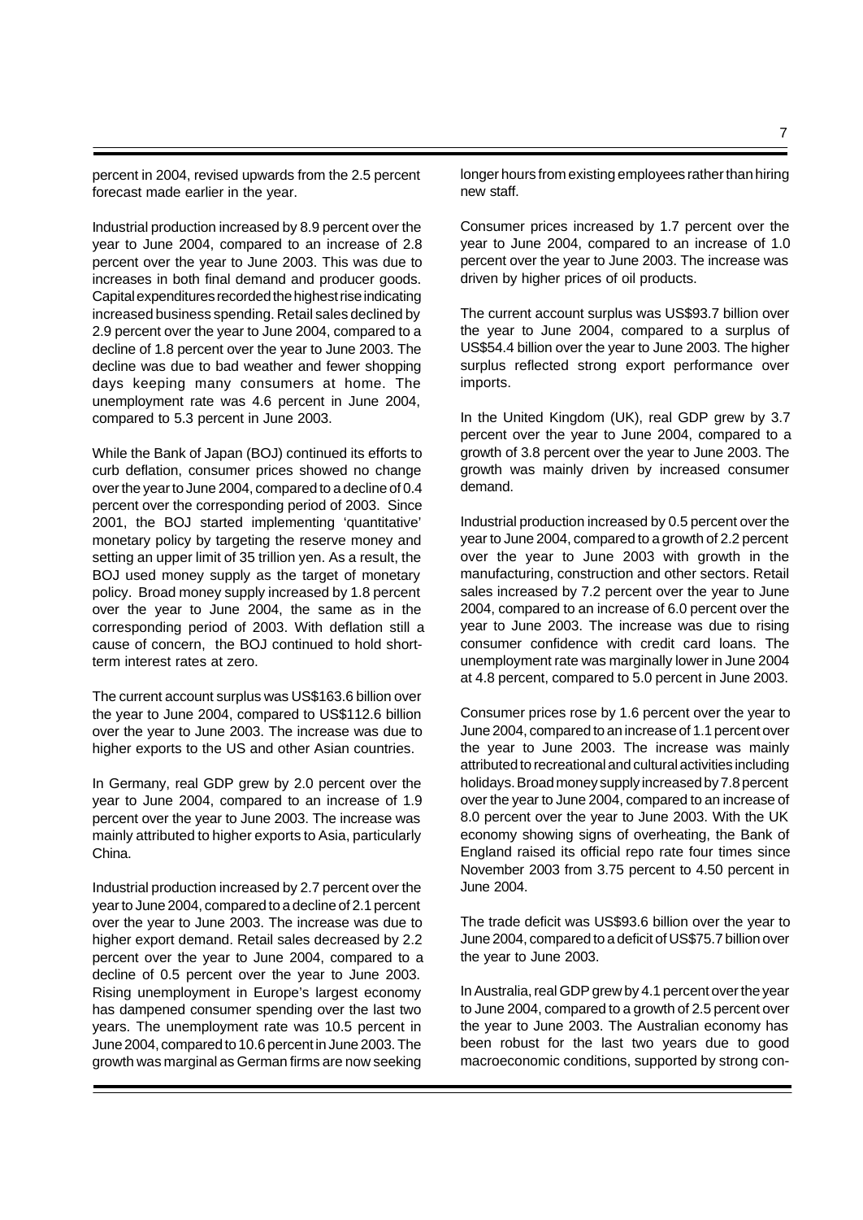percent in 2004, revised upwards from the 2.5 percent forecast made earlier in the year.

Industrial production increased by 8.9 percent over the year to June 2004, compared to an increase of 2.8 percent over the year to June 2003. This was due to increases in both final demand and producer goods. Capital expenditures recorded the highest rise indicating increased business spending. Retail sales declined by 2.9 percent over the year to June 2004, compared to a decline of 1.8 percent over the year to June 2003. The decline was due to bad weather and fewer shopping days keeping many consumers at home. The unemployment rate was 4.6 percent in June 2004, compared to 5.3 percent in June 2003.

While the Bank of Japan (BOJ) continued its efforts to curb deflation, consumer prices showed no change over the year to June 2004, compared to a decline of 0.4 percent over the corresponding period of 2003. Since 2001, the BOJ started implementing 'quantitative' monetary policy by targeting the reserve money and setting an upper limit of 35 trillion yen. As a result, the BOJ used money supply as the target of monetary policy. Broad money supply increased by 1.8 percent over the year to June 2004, the same as in the corresponding period of 2003. With deflation still a cause of concern, the BOJ continued to hold short-term interest rates at zero.

The current account surplus was US$163.6 billion over the year to June 2004, compared to US$112.6 billion over the year to June 2003. The increase was due to higher exports to the US and other Asian countries.

In Germany, real GDP grew by 2.0 percent over the year to June 2004, compared to an increase of 1.9 percent over the year to June 2003. The increase was mainly attributed to higher exports to Asia, particularly China.

Industrial production increased by 2.7 percent over the year to June 2004, compared to a decline of 2.1 percent over the year to June 2003. The increase was due to higher export demand. Retail sales decreased by 2.2 percent over the year to June 2004, compared to a decline of 0.5 percent over the year to June 2003. Rising unemployment in Europe's largest economy has dampened consumer spending over the last two years. The unemployment rate was 10.5 percent in June 2004, compared to 10.6 percent in June 2003. The growth was marginal as German firms are now seeking longer hours from existing employees rather than hiring new staff.

Consumer prices increased by 1.7 percent over the year to June 2004, compared to an increase of 1.0 percent over the year to June 2003. The increase was driven by higher prices of oil products.

The current account surplus was US$93.7 billion over the year to June 2004, compared to a surplus of US$54.4 billion over the year to June 2003. The higher surplus reflected strong export performance over imports.

In the United Kingdom (UK), real GDP grew by 3.7 percent over the year to June 2004, compared to a growth of 3.8 percent over the year to June 2003. The growth was mainly driven by increased consumer demand.

Industrial production increased by 0.5 percent over the year to June 2004, compared to a growth of 2.2 percent over the year to June 2003 with growth in the manufacturing, construction and other sectors. Retail sales increased by 7.2 percent over the year to June 2004, compared to an increase of 6.0 percent over the year to June 2003. The increase was due to rising consumer confidence with credit card loans. The unemployment rate was marginally lower in June 2004 at 4.8 percent, compared to 5.0 percent in June 2003.

Consumer prices rose by 1.6 percent over the year to June 2004, compared to an increase of 1.1 percent over the year to June 2003. The increase was mainly attributed to recreational and cultural activities including holidays. Broad money supply increased by 7.8 percent over the year to June 2004, compared to an increase of 8.0 percent over the year to June 2003. With the UK economy showing signs of overheating, the Bank of England raised its official repo rate four times since November 2003 from 3.75 percent to 4.50 percent in June 2004.

The trade deficit was US$93.6 billion over the year to June 2004, compared to a deficit of US$75.7 billion over the year to June 2003.

In Australia, real GDP grew by 4.1 percent over the year to June 2004, compared to a growth of 2.5 percent over the year to June 2003. The Australian economy has been robust for the last two years due to good macroeconomic conditions, supported by strong con-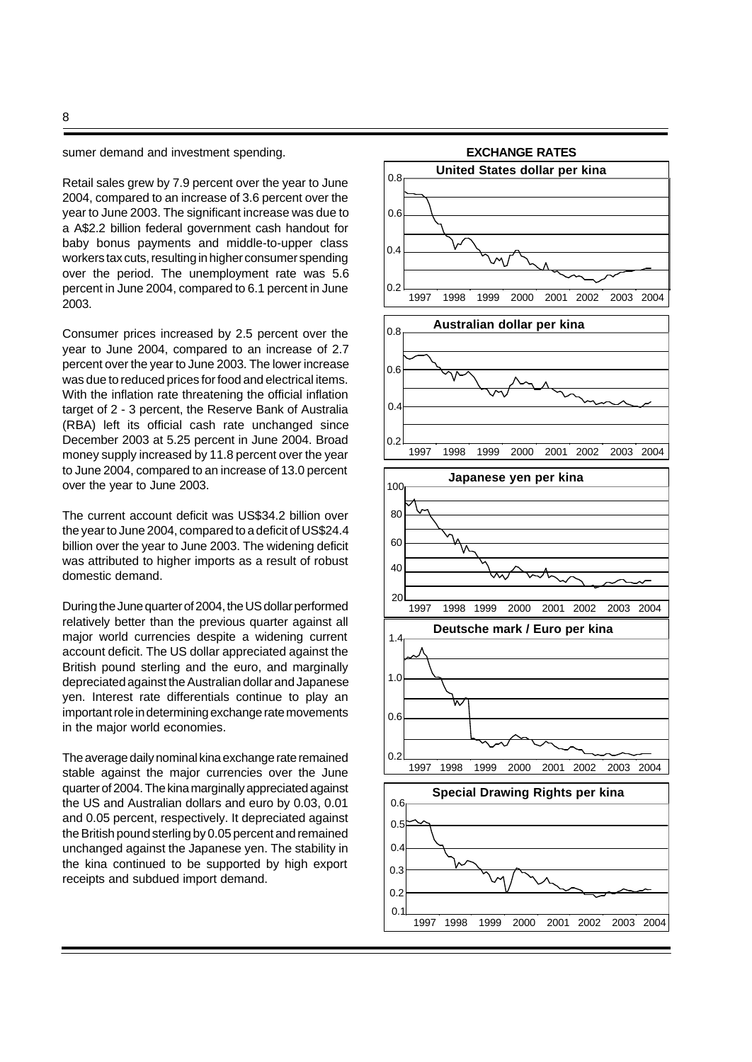sumer demand and investment spending.

Retail sales grew by 7.9 percent over the year to June 2004, compared to an increase of 3.6 percent over the year to June 2003. The significant increase was due to a A$2.2 billion federal government cash handout for baby bonus payments and middle-to-upper class workers tax cuts, resulting in higher consumer spending over the period. The unemployment rate was 5.6 percent in June 2004, compared to 6.1 percent in June 2003.

Consumer prices increased by 2.5 percent over the year to June 2004, compared to an increase of 2.7 percent over the year to June 2003. The lower increase was due to reduced prices for food and electrical items. With the inflation rate threatening the official inflation target of 2 - 3 percent, the Reserve Bank of Australia (RBA) left its official cash rate unchanged since December 2003 at 5.25 percent in June 2004. Broad money supply increased by 11.8 percent over the year to June 2004, compared to an increase of 13.0 percent over the year to June 2003.

The current account deficit was US$34.2 billion over the year to June 2004, compared to a deficit of US$24.4 billion over the year to June 2003. The widening deficit was attributed to higher imports as a result of robust domestic demand.

During the June quarter of 2004, the US dollar performed relatively better than the previous quarter against all major world currencies despite a widening current account deficit. The US dollar appreciated against the British pound sterling and the euro, and marginally depreciated against the Australian dollar and Japanese yen. Interest rate differentials continue to play an important role in determining exchange rate movements in the major world economies.

The average daily nominal kina exchange rate remained stable against the major currencies over the June quarter of 2004. The kina marginally appreciated against the US and Australian dollars and euro by 0.03, 0.01 and 0.05 percent, respectively. It depreciated against the British pound sterling by 0.05 percent and remained unchanged against the Japanese yen. The stability in the kina continued to be supported by high export receipts and subdued import demand.

**EXCHANGE RATES**

**United States dollar per kina**

**Australian dollar per kina**

**Japanese yen per kina**

**Deutsche mark / Euro per kina**

**Special Drawing Rights per kina**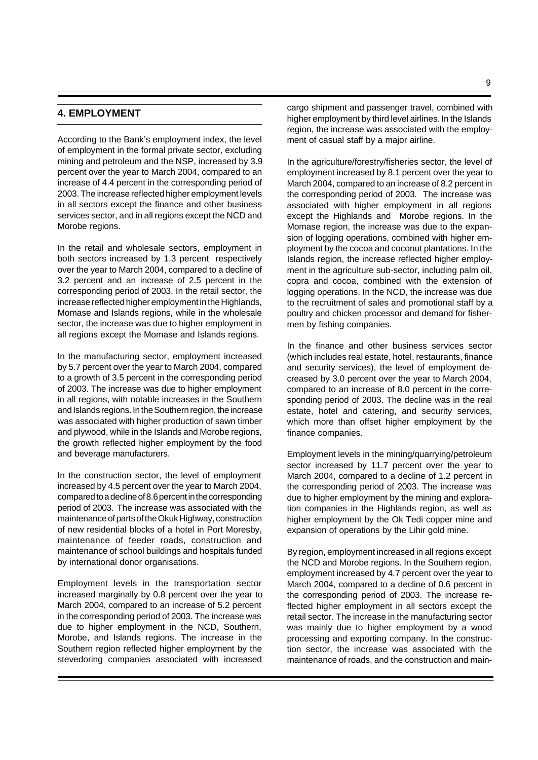## 4. EMPLOYMENT

According to the Bank's employment index, the level of employment in the formal private sector, excluding mining and petroleum and the NSP, increased by 3.9 percent over the year to March 2004, compared to an increase of 4.4 percent in the corresponding period of 2003. The increase reflected higher employment levels in all sectors except the finance and other business services sector, and in all regions except the NCD and Morobe regions.

In the retail and wholesale sectors, employment in both sectors increased by 1.3 percent respectively over the year to March 2004, compared to a decline of 3.2 percent and an increase of 2.5 percent in the corresponding period of 2003. In the retail sector, the increase reflected higher employment in the Highlands, Momase and Islands regions, while in the wholesale sector, the increase was due to higher employment in all regions except the Momase and Islands regions.

In the manufacturing sector, employment increased by 5.7 percent over the year to March 2004, compared to a growth of 3.5 percent in the corresponding period of 2003. The increase was due to higher employment in all regions, with notable increases in the Southern and Islands regions. In the Southern region, the increase was associated with higher production of sawn timber and plywood, while in the Islands and Morobe regions, the growth reflected higher employment by the food and beverage manufacturers.

In the construction sector, the level of employment increased by 4.5 percent over the year to March 2004, compared to a decline of 8.6 percent in the corresponding period of 2003. The increase was associated with the maintenance of parts of the Okuk Highway, construction of new residential blocks of a hotel in Port Moresby, maintenance of feeder roads, construction and maintenance of school buildings and hospitals funded by international donor organisations.

Employment levels in the transportation sector increased marginally by 0.8 percent over the year to March 2004, compared to an increase of 5.2 percent in the corresponding period of 2003. The increase was due to higher employment in the NCD, Southern, Morobe, and Islands regions. The increase in the Southern region reflected higher employment by the stevedoring companies associated with increased cargo shipment and passenger travel, combined with higher employment by third level airlines. In the Islands region, the increase was associated with the employment of casual staff by a major airline.

In the agriculture/forestry/fisheries sector, the level of employment increased by 8.1 percent over the year to March 2004, compared to an increase of 8.2 percent in the corresponding period of 2003. The increase was associated with higher employment in all regions except the Highlands and Morobe regions. In the Momase region, the increase was due to the expansion of logging operations, combined with higher employment by the cocoa and coconut plantations. In the Islands region, the increase reflected higher employment in the agriculture sub-sector, including palm oil, copra and cocoa, combined with the extension of logging operations. In the NCD, the increase was due to the recruitment of sales and promotional staff by a poultry and chicken processor and demand for fishermen by fishing companies.

In the finance and other business services sector (which includes real estate, hotel, restaurants, finance and security services), the level of employment decreased by 3.0 percent over the year to March 2004, compared to an increase of 8.0 percent in the corresponding period of 2003. The decline was in the real estate, hotel and catering, and security services, which more than offset higher employment by the finance companies.

Employment levels in the mining/quarrying/petroleum sector increased by 11.7 percent over the year to March 2004, compared to a decline of 1.2 percent in the corresponding period of 2003. The increase was due to higher employment by the mining and exploration companies in the Highlands region, as well as higher employment by the Ok Tedi copper mine and expansion of operations by the Lihir gold mine.

By region, employment increased in all regions except the NCD and Morobe regions. In the Southern region, employment increased by 4.7 percent over the year to March 2004, compared to a decline of 0.6 percent in the corresponding period of 2003. The increase reflected higher employment in all sectors except the retail sector. The increase in the manufacturing sector was mainly due to higher employment by a wood processing and exporting company. In the construction sector, the increase was associated with the maintenance of roads, and the construction and main-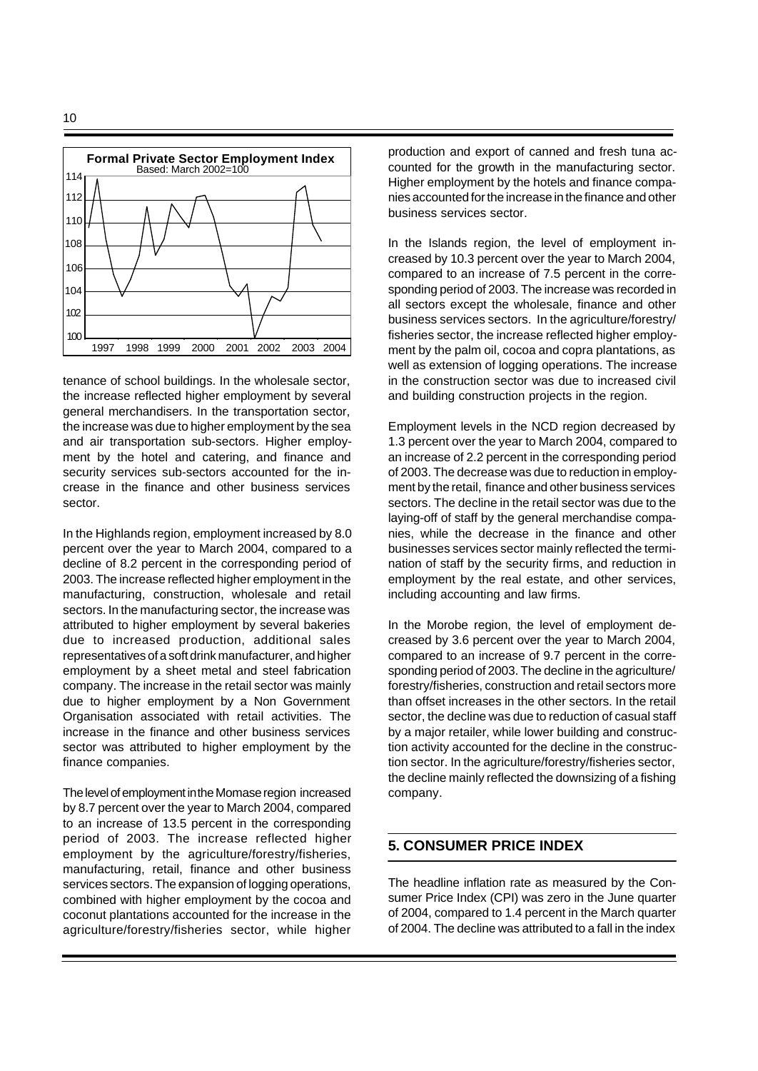**Formal Private Sector Employment Index**
Based: March 2002=100

tenance of school buildings. In the wholesale sector, the increase reflected higher employment by several general merchandisers. In the transportation sector, the increase was due to higher employment by the sea and air transportation sub-sectors. Higher employment by the hotel and catering, and finance and security services sub-sectors accounted for the increase in the finance and other business services sector.

In the Highlands region, employment increased by 8.0 percent over the year to March 2004, compared to a decline of 8.2 percent in the corresponding period of 2003. The increase reflected higher employment in the manufacturing, construction, wholesale and retail sectors. In the manufacturing sector, the increase was attributed to higher employment by several bakeries due to increased production, additional sales representatives of a soft drink manufacturer, and higher employment by a sheet metal and steel fabrication company. The increase in the retail sector was mainly due to higher employment by a Non Government Organisation associated with retail activities. The increase in the finance and other business services sector was attributed to higher employment by the finance companies.

The level of employment in the Momase region increased by 8.7 percent over the year to March 2004, compared to an increase of 13.5 percent in the corresponding period of 2003. The increase reflected higher employment by the agriculture/forestry/fisheries, manufacturing, retail, finance and other business services sectors. The expansion of logging operations, combined with higher employment by the cocoa and coconut plantations accounted for the increase in the agriculture/forestry/fisheries sector, while higher production and export of canned and fresh tuna accounted for the growth in the manufacturing sector. Higher employment by the hotels and finance companies accounted for the increase in the finance and other business services sector.

In the Islands region, the level of employment increased by 10.3 percent over the year to March 2004, compared to an increase of 7.5 percent in the corresponding period of 2003. The increase was recorded in all sectors except the wholesale, finance and other business services sectors. In the agriculture/forestry/fisheries sector, the increase reflected higher employment by the palm oil, cocoa and copra plantations, as well as extension of logging operations. The increase in the construction sector was due to increased civil and building construction projects in the region.

Employment levels in the NCD region decreased by 1.3 percent over the year to March 2004, compared to an increase of 2.2 percent in the corresponding period of 2003. The decrease was due to reduction in employment by the retail, finance and other business services sectors. The decline in the retail sector was due to the laying-off of staff by the general merchandise companies, while the decrease in the finance and other businesses services sector mainly reflected the termination of staff by the security firms, and reduction in employment by the real estate, and other services, including accounting and law firms.

In the Morobe region, the level of employment decreased by 3.6 percent over the year to March 2004, compared to an increase of 9.7 percent in the corresponding period of 2003. The decline in the agriculture/forestry/fisheries, construction and retail sectors more than offset increases in the other sectors. In the retail sector, the decline was due to reduction of casual staff by a major retailer, while lower building and construction activity accounted for the decline in the construction sector. In the agriculture/forestry/fisheries sector, the decline mainly reflected the downsizing of a fishing company.

## 5. CONSUMER PRICE INDEX

The headline inflation rate as measured by the Consumer Price Index (CPI) was zero in the June quarter of 2004, compared to 1.4 percent in the March quarter of 2004. The decline was attributed to a fall in the index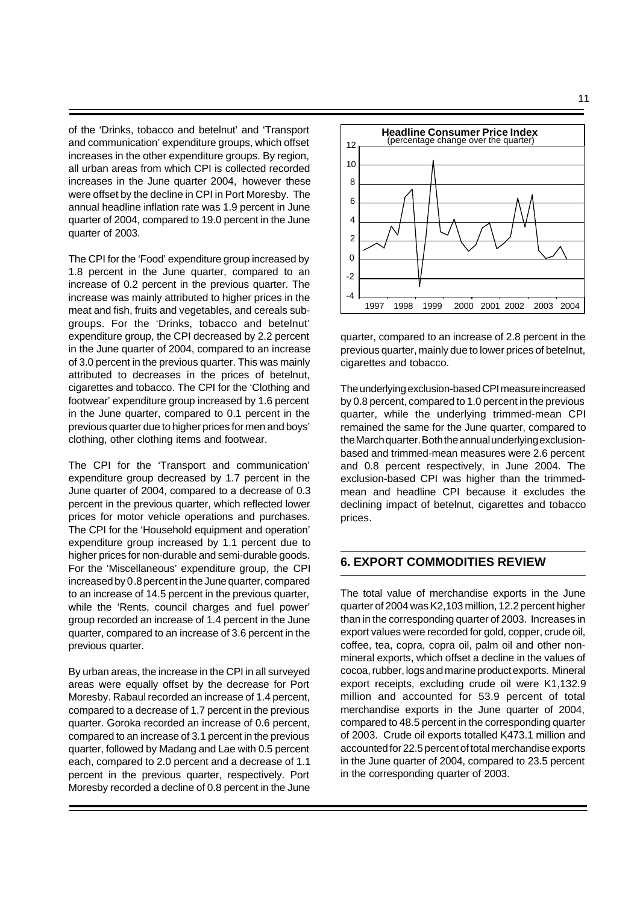of the 'Drinks, tobacco and betelnut' and 'Transport and communication' expenditure groups, which offset increases in the other expenditure groups. By region, all urban areas from which CPI is collected recorded increases in the June quarter 2004, however these were offset by the decline in CPI in Port Moresby. The annual headline inflation rate was 1.9 percent in June quarter of 2004, compared to 19.0 percent in the June quarter of 2003.

The CPI for the 'Food' expenditure group increased by 1.8 percent in the June quarter, compared to an increase of 0.2 percent in the previous quarter. The increase was mainly attributed to higher prices in the meat and fish, fruits and vegetables, and cereals sub-groups. For the 'Drinks, tobacco and betelnut' expenditure group, the CPI decreased by 2.2 percent in the June quarter of 2004, compared to an increase of 3.0 percent in the previous quarter. This was mainly attributed to decreases in the prices of betelnut, cigarettes and tobacco. The CPI for the 'Clothing and footwear' expenditure group increased by 1.6 percent in the June quarter, compared to 0.1 percent in the previous quarter due to higher prices for men and boys' clothing, other clothing items and footwear.

The CPI for the 'Transport and communication' expenditure group decreased by 1.7 percent in the June quarter of 2004, compared to a decrease of 0.3 percent in the previous quarter, which reflected lower prices for motor vehicle operations and purchases. The CPI for the 'Household equipment and operation' expenditure group increased by 1.1 percent due to higher prices for non-durable and semi-durable goods. For the 'Miscellaneous' expenditure group, the CPI increased by 0.8 percent in the June quarter, compared to an increase of 14.5 percent in the previous quarter, while the 'Rents, council charges and fuel power' group recorded an increase of 1.4 percent in the June quarter, compared to an increase of 3.6 percent in the previous quarter.

By urban areas, the increase in the CPI in all surveyed areas were equally offset by the decrease for Port Moresby. Rabaul recorded an increase of 1.4 percent, compared to a decrease of 1.7 percent in the previous quarter. Goroka recorded an increase of 0.6 percent, compared to an increase of 3.1 percent in the previous quarter, followed by Madang and Lae with 0.5 percent each, compared to 2.0 percent and a decrease of 1.1 percent in the previous quarter, respectively. Port Moresby recorded a decline of 0.8 percent in the June quarter, compared to an increase of 2.8 percent in the previous quarter, mainly due to lower prices of betelnut, cigarettes and tobacco.

**Headline Consumer Price Index**
(percentage change over the quarter)

The underlying exclusion-based CPI measure increased by 0.8 percent, compared to 1.0 percent in the previous quarter, while the underlying trimmed-mean CPI remained the same for the June quarter, compared to the March quarter. Both the annual underlying exclusion-based and trimmed-mean measures were 2.6 percent and 0.8 percent respectively, in June 2004. The exclusion-based CPI was higher than the trimmed-mean and headline CPI because it excludes the declining impact of betelnut, cigarettes and tobacco prices.

## 6. EXPORT COMMODITIES REVIEW

The total value of merchandise exports in the June quarter of 2004 was K2,103 million, 12.2 percent higher than in the corresponding quarter of 2003. Increases in export values were recorded for gold, copper, crude oil, coffee, tea, copra, copra oil, palm oil and other non-mineral exports, which offset a decline in the values of cocoa, rubber, logs and marine product exports. Mineral export receipts, excluding crude oil were K1,132.9 million and accounted for 53.9 percent of total merchandise exports in the June quarter of 2004, compared to 48.5 percent in the corresponding quarter of 2003. Crude oil exports totalled K473.1 million and accounted for 22.5 percent of total merchandise exports in the June quarter of 2004, compared to 23.5 percent in the corresponding quarter of 2003.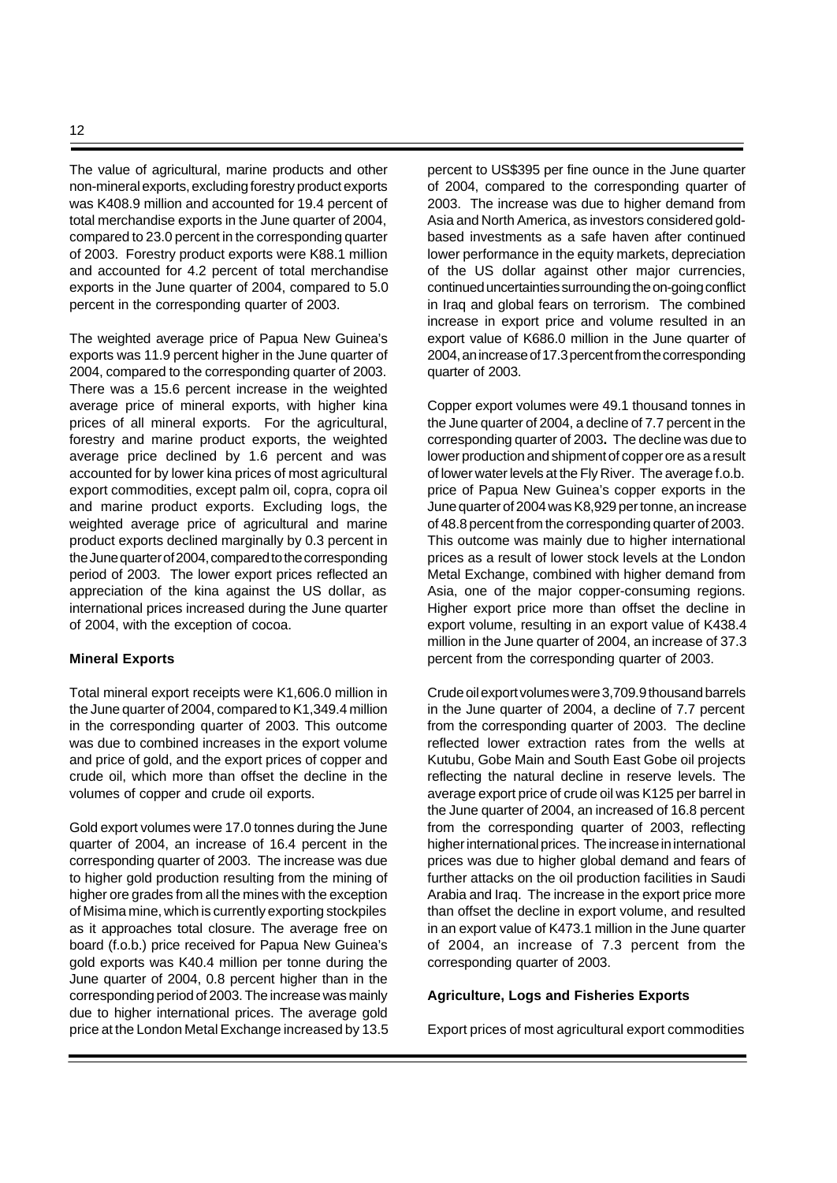The value of agricultural, marine products and other non-mineral exports, excluding forestry product exports was K408.9 million and accounted for 19.4 percent of total merchandise exports in the June quarter of 2004, compared to 23.0 percent in the corresponding quarter of 2003. Forestry product exports were K88.1 million and accounted for 4.2 percent of total merchandise exports in the June quarter of 2004, compared to 5.0 percent in the corresponding quarter of 2003.

The weighted average price of Papua New Guinea's exports was 11.9 percent higher in the June quarter of 2004, compared to the corresponding quarter of 2003. There was a 15.6 percent increase in the weighted average price of mineral exports, with higher kina prices of all mineral exports. For the agricultural, forestry and marine product exports, the weighted average price declined by 1.6 percent and was accounted for by lower kina prices of most agricultural export commodities, except palm oil, copra, copra oil and marine product exports. Excluding logs, the weighted average price of agricultural and marine product exports declined marginally by 0.3 percent in the June quarter of 2004, compared to the corresponding period of 2003. The lower export prices reflected an appreciation of the kina against the US dollar, as international prices increased during the June quarter of 2004, with the exception of cocoa.

**Mineral Exports**

Total mineral export receipts were K1,606.0 million in the June quarter of 2004, compared to K1,349.4 million in the corresponding quarter of 2003. This outcome was due to combined increases in the export volume and price of gold, and the export prices of copper and crude oil, which more than offset the decline in the volumes of copper and crude oil exports.

Gold export volumes were 17.0 tonnes during the June quarter of 2004, an increase of 16.4 percent in the corresponding quarter of 2003. The increase was due to higher gold production resulting from the mining of higher ore grades from all the mines with the exception of Misima mine, which is currently exporting stockpiles as it approaches total closure. The average free on board (f.o.b.) price received for Papua New Guinea's gold exports was K40.4 million per tonne during the June quarter of 2004, 0.8 percent higher than in the corresponding period of 2003. The increase was mainly due to higher international prices. The average gold price at the London Metal Exchange increased by 13.5 percent to US$395 per fine ounce in the June quarter of 2004, compared to the corresponding quarter of 2003. The increase was due to higher demand from Asia and North America, as investors considered gold-based investments as a safe haven after continued lower performance in the equity markets, depreciation of the US dollar against other major currencies, continued uncertainties surrounding the on-going conflict in Iraq and global fears on terrorism. The combined increase in export price and volume resulted in an export value of K686.0 million in the June quarter of 2004, an increase of 17.3 percent from the corresponding quarter of 2003.

Copper export volumes were 49.1 thousand tonnes in the June quarter of 2004, a decline of 7.7 percent in the corresponding quarter of 2003**.** The decline was due to lower production and shipment of copper ore as a result of lower water levels at the Fly River. The average f.o.b. price of Papua New Guinea's copper exports in the June quarter of 2004 was K8,929 per tonne, an increase of 48.8 percent from the corresponding quarter of 2003. This outcome was mainly due to higher international prices as a result of lower stock levels at the London Metal Exchange, combined with higher demand from Asia, one of the major copper-consuming regions. Higher export price more than offset the decline in export volume, resulting in an export value of K438.4 million in the June quarter of 2004, an increase of 37.3 percent from the corresponding quarter of 2003.

Crude oil export volumes were 3,709.9 thousand barrels in the June quarter of 2004, a decline of 7.7 percent from the corresponding quarter of 2003. The decline reflected lower extraction rates from the wells at Kutubu, Gobe Main and South East Gobe oil projects reflecting the natural decline in reserve levels. The average export price of crude oil was K125 per barrel in the June quarter of 2004, an increased of 16.8 percent from the corresponding quarter of 2003, reflecting higher international prices. The increase in international prices was due to higher global demand and fears of further attacks on the oil production facilities in Saudi Arabia and Iraq. The increase in the export price more than offset the decline in export volume, and resulted in an export value of K473.1 million in the June quarter of 2004, an increase of 7.3 percent from the corresponding quarter of 2003.

**Agriculture, Logs and Fisheries Exports**

Export prices of most agricultural export commodities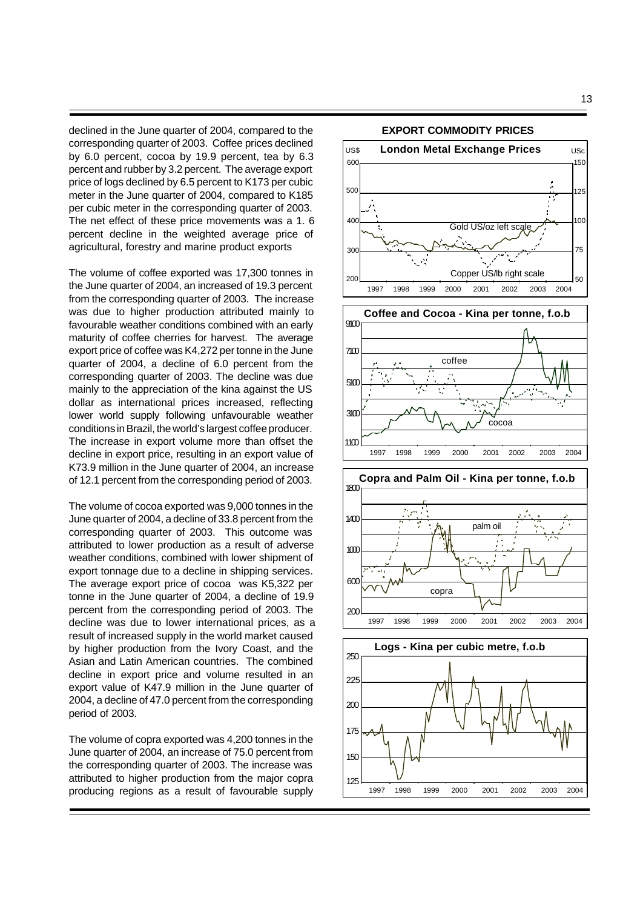declined in the June quarter of 2004, compared to the corresponding quarter of 2003. Coffee prices declined by 6.0 percent, cocoa by 19.9 percent, tea by 6.3 percent and rubber by 3.2 percent. The average export price of logs declined by 6.5 percent to K173 per cubic meter in the June quarter of 2004, compared to K185 per cubic meter in the corresponding quarter of 2003. The net effect of these price movements was a 1. 6 percent decline in the weighted average price of agricultural, forestry and marine product exports

The volume of coffee exported was 17,300 tonnes in the June quarter of 2004, an increased of 19.3 percent from the corresponding quarter of 2003. The increase was due to higher production attributed mainly to favourable weather conditions combined with an early maturity of coffee cherries for harvest. The average export price of coffee was K4,272 per tonne in the June quarter of 2004, a decline of 6.0 percent from the corresponding quarter of 2003. The decline was due mainly to the appreciation of the kina against the US dollar as international prices increased, reflecting lower world supply following unfavourable weather conditions in Brazil, the world's largest coffee producer. The increase in export volume more than offset the decline in export price, resulting in an export value of K73.9 million in the June quarter of 2004, an increase of 12.1 percent from the corresponding period of 2003.

The volume of cocoa exported was 9,000 tonnes in the June quarter of 2004, a decline of 33.8 percent from the corresponding quarter of 2003. This outcome was attributed to lower production as a result of adverse weather conditions, combined with lower shipment of export tonnage due to a decline in shipping services. The average export price of cocoa was K5,322 per tonne in the June quarter of 2004, a decline of 19.9 percent from the corresponding period of 2003. The decline was due to lower international prices, as a result of increased supply in the world market caused by higher production from the Ivory Coast, and the Asian and Latin American countries. The combined decline in export price and volume resulted in an export value of K47.9 million in the June quarter of 2004, a decline of 47.0 percent from the corresponding period of 2003.

The volume of copra exported was 4,200 tonnes in the June quarter of 2004, an increase of 75.0 percent from the corresponding quarter of 2003. The increase was attributed to higher production from the major copra producing regions as a result of favourable supply

**EXPORT COMMODITY PRICES**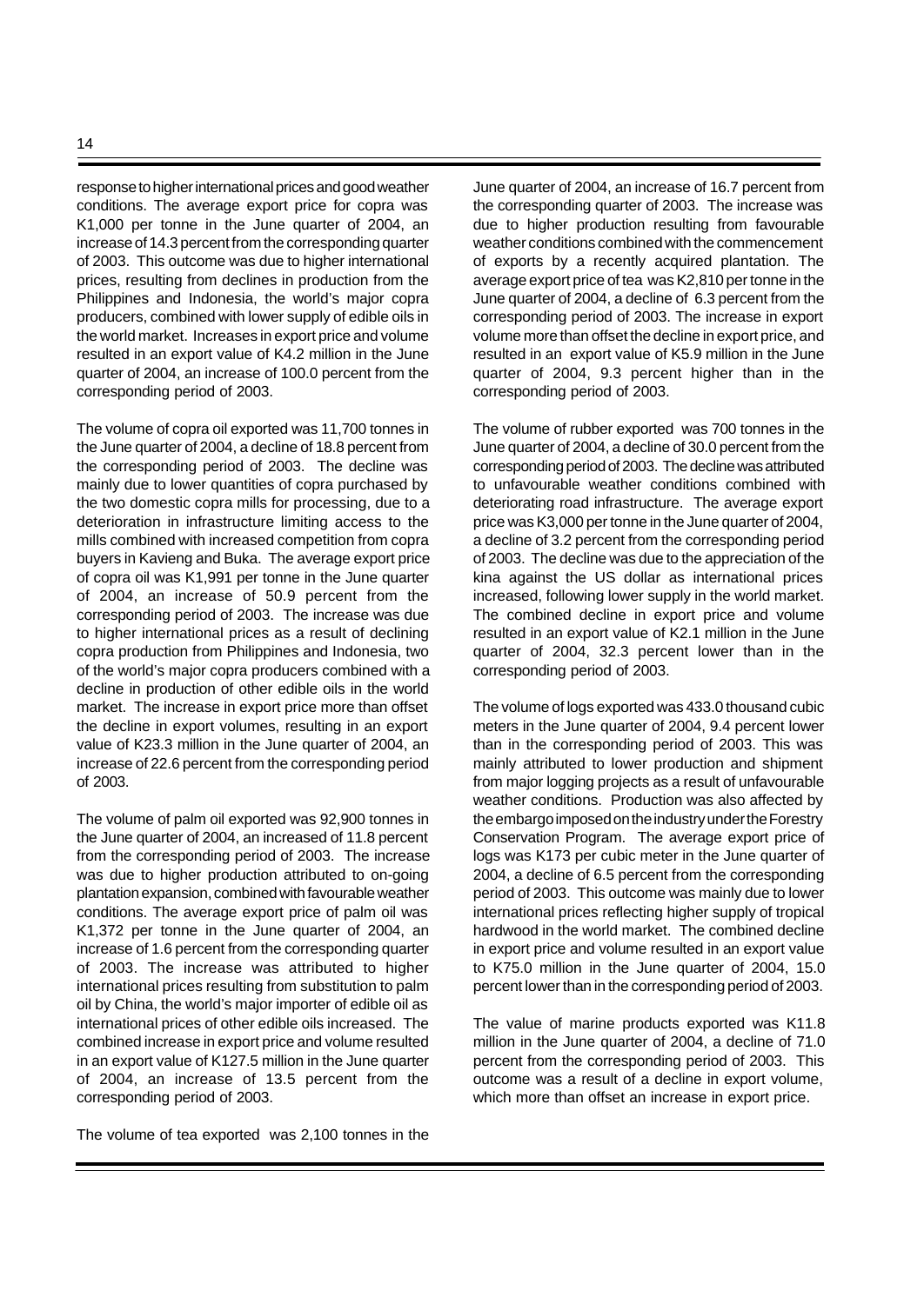response to higher international prices and good weather conditions. The average export price for copra was K1,000 per tonne in the June quarter of 2004, an increase of 14.3 percent from the corresponding quarter of 2003. This outcome was due to higher international prices, resulting from declines in production from the Philippines and Indonesia, the world's major copra producers, combined with lower supply of edible oils in the world market. Increases in export price and volume resulted in an export value of K4.2 million in the June quarter of 2004, an increase of 100.0 percent from the corresponding period of 2003.

The volume of copra oil exported was 11,700 tonnes in the June quarter of 2004, a decline of 18.8 percent from the corresponding period of 2003. The decline was mainly due to lower quantities of copra purchased by the two domestic copra mills for processing, due to a deterioration in infrastructure limiting access to the mills combined with increased competition from copra buyers in Kavieng and Buka. The average export price of copra oil was K1,991 per tonne in the June quarter of 2004, an increase of 50.9 percent from the corresponding period of 2003. The increase was due to higher international prices as a result of declining copra production from Philippines and Indonesia, two of the world's major copra producers combined with a decline in production of other edible oils in the world market. The increase in export price more than offset the decline in export volumes, resulting in an export value of K23.3 million in the June quarter of 2004, an increase of 22.6 percent from the corresponding period of 2003.

The volume of palm oil exported was 92,900 tonnes in the June quarter of 2004, an increased of 11.8 percent from the corresponding period of 2003. The increase was due to higher production attributed to on-going plantation expansion, combined with favourable weather conditions. The average export price of palm oil was K1,372 per tonne in the June quarter of 2004, an increase of 1.6 percent from the corresponding quarter of 2003. The increase was attributed to higher international prices resulting from substitution to palm oil by China, the world's major importer of edible oil as international prices of other edible oils increased. The combined increase in export price and volume resulted in an export value of K127.5 million in the June quarter of 2004, an increase of 13.5 percent from the corresponding period of 2003.

The volume of tea exported was 2,100 tonnes in the June quarter of 2004, an increase of 16.7 percent from the corresponding quarter of 2003. The increase was due to higher production resulting from favourable weather conditions combined with the commencement of exports by a recently acquired plantation. The average export price of tea was K2,810 per tonne in the June quarter of 2004, a decline of 6.3 percent from the corresponding period of 2003. The increase in export volume more than offset the decline in export price, and resulted in an export value of K5.9 million in the June quarter of 2004, 9.3 percent higher than in the corresponding period of 2003.

The volume of rubber exported was 700 tonnes in the June quarter of 2004, a decline of 30.0 percent from the corresponding period of 2003. The decline was attributed to unfavourable weather conditions combined with deteriorating road infrastructure. The average export price was K3,000 per tonne in the June quarter of 2004, a decline of 3.2 percent from the corresponding period of 2003. The decline was due to the appreciation of the kina against the US dollar as international prices increased, following lower supply in the world market. The combined decline in export price and volume resulted in an export value of K2.1 million in the June quarter of 2004, 32.3 percent lower than in the corresponding period of 2003.

The volume of logs exported was 433.0 thousand cubic meters in the June quarter of 2004, 9.4 percent lower than in the corresponding period of 2003. This was mainly attributed to lower production and shipment from major logging projects as a result of unfavourable weather conditions. Production was also affected by the embargo imposed on the industry under the Forestry Conservation Program. The average export price of logs was K173 per cubic meter in the June quarter of 2004, a decline of 6.5 percent from the corresponding period of 2003. This outcome was mainly due to lower international prices reflecting higher supply of tropical hardwood in the world market. The combined decline in export price and volume resulted in an export value to K75.0 million in the June quarter of 2004, 15.0 percent lower than in the corresponding period of 2003.

The value of marine products exported was K11.8 million in the June quarter of 2004, a decline of 71.0 percent from the corresponding period of 2003. This outcome was a result of a decline in export volume, which more than offset an increase in export price.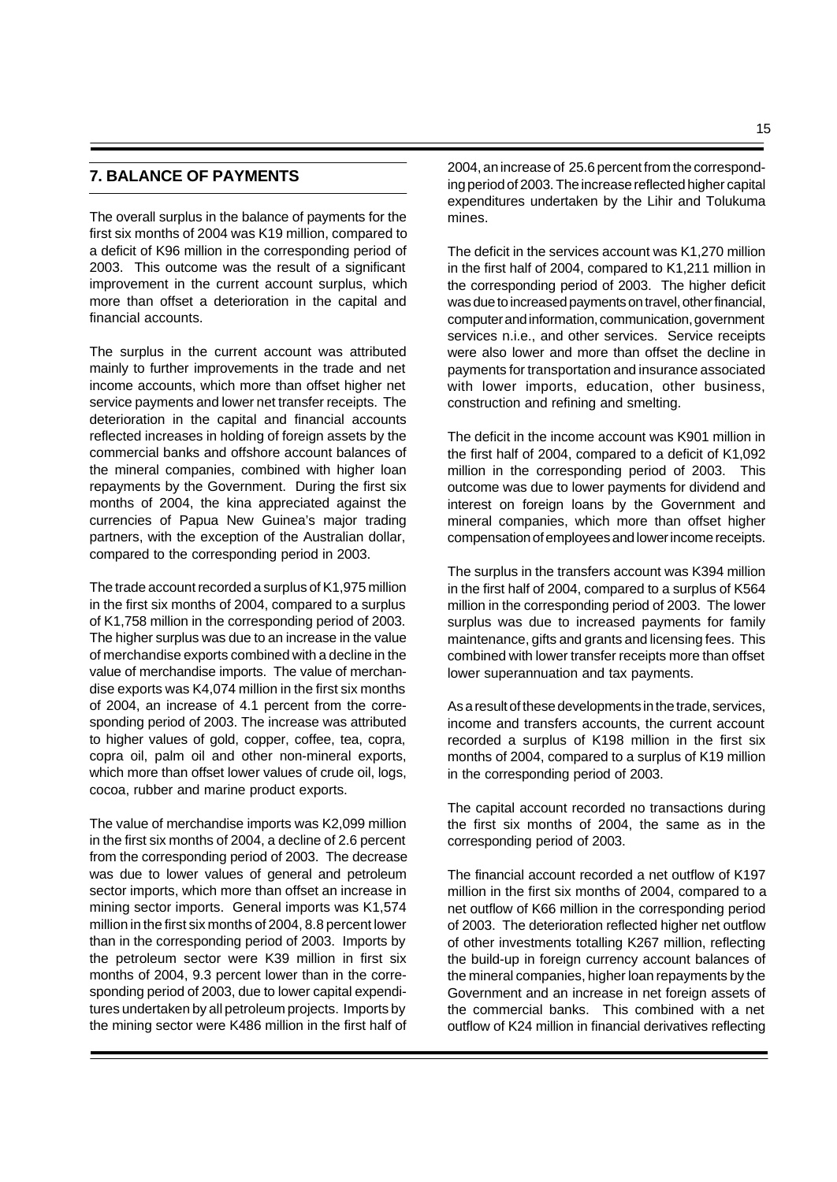## 7. BALANCE OF PAYMENTS

The overall surplus in the balance of payments for the first six months of 2004 was K19 million, compared to a deficit of K96 million in the corresponding period of 2003. This outcome was the result of a significant improvement in the current account surplus, which more than offset a deterioration in the capital and financial accounts.

The surplus in the current account was attributed mainly to further improvements in the trade and net income accounts, which more than offset higher net service payments and lower net transfer receipts. The deterioration in the capital and financial accounts reflected increases in holding of foreign assets by the commercial banks and offshore account balances of the mineral companies, combined with higher loan repayments by the Government. During the first six months of 2004, the kina appreciated against the currencies of Papua New Guinea's major trading partners, with the exception of the Australian dollar, compared to the corresponding period in 2003.

The trade account recorded a surplus of K1,975 million in the first six months of 2004, compared to a surplus of K1,758 million in the corresponding period of 2003. The higher surplus was due to an increase in the value of merchandise exports combined with a decline in the value of merchandise imports. The value of merchandise exports was K4,074 million in the first six months of 2004, an increase of 4.1 percent from the corresponding period of 2003. The increase was attributed to higher values of gold, copper, coffee, tea, copra, copra oil, palm oil and other non-mineral exports, which more than offset lower values of crude oil, logs, cocoa, rubber and marine product exports.

The value of merchandise imports was K2,099 million in the first six months of 2004, a decline of 2.6 percent from the corresponding period of 2003. The decrease was due to lower values of general and petroleum sector imports, which more than offset an increase in mining sector imports. General imports was K1,574 million in the first six months of 2004, 8.8 percent lower than in the corresponding period of 2003. Imports by the petroleum sector were K39 million in first six months of 2004, 9.3 percent lower than in the corresponding period of 2003, due to lower capital expenditures undertaken by all petroleum projects. Imports by the mining sector were K486 million in the first half of 2004, an increase of 25.6 percent from the corresponding period of 2003. The increase reflected higher capital expenditures undertaken by the Lihir and Tolukuma mines.

The deficit in the services account was K1,270 million in the first half of 2004, compared to K1,211 million in the corresponding period of 2003. The higher deficit was due to increased payments on travel, other financial, computer and information, communication, government services n.i.e., and other services. Service receipts were also lower and more than offset the decline in payments for transportation and insurance associated with lower imports, education, other business, construction and refining and smelting.

The deficit in the income account was K901 million in the first half of 2004, compared to a deficit of K1,092 million in the corresponding period of 2003. This outcome was due to lower payments for dividend and interest on foreign loans by the Government and mineral companies, which more than offset higher compensation of employees and lower income receipts.

The surplus in the transfers account was K394 million in the first half of 2004, compared to a surplus of K564 million in the corresponding period of 2003. The lower surplus was due to increased payments for family maintenance, gifts and grants and licensing fees. This combined with lower transfer receipts more than offset lower superannuation and tax payments.

As a result of these developments in the trade, services, income and transfers accounts, the current account recorded a surplus of K198 million in the first six months of 2004, compared to a surplus of K19 million in the corresponding period of 2003.

The capital account recorded no transactions during the first six months of 2004, the same as in the corresponding period of 2003.

The financial account recorded a net outflow of K197 million in the first six months of 2004, compared to a net outflow of K66 million in the corresponding period of 2003. The deterioration reflected higher net outflow of other investments totalling K267 million, reflecting the build-up in foreign currency account balances of the mineral companies, higher loan repayments by the Government and an increase in net foreign assets of the commercial banks. This combined with a net outflow of K24 million in financial derivatives reflecting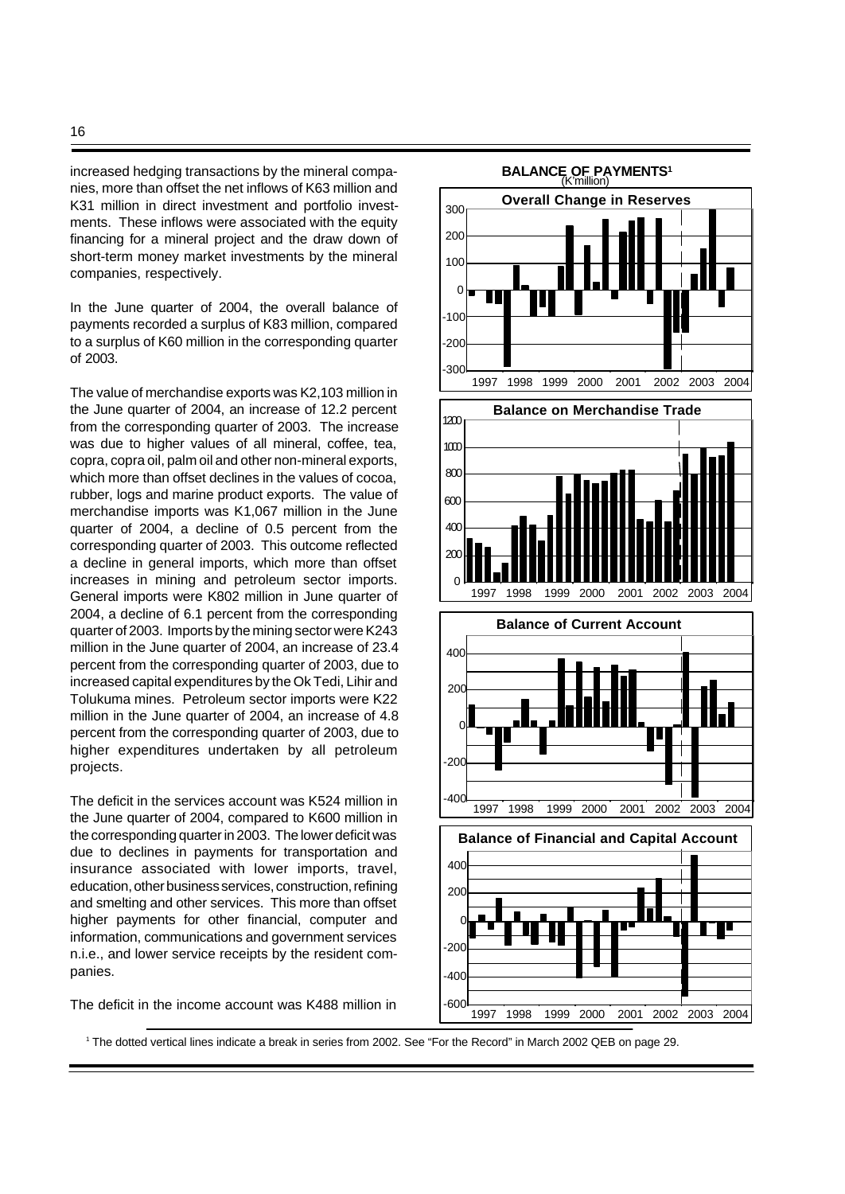increased hedging transactions by the mineral companies, more than offset the net inflows of K63 million and K31 million in direct investment and portfolio investments. These inflows were associated with the equity financing for a mineral project and the draw down of short-term money market investments by the mineral companies, respectively.

In the June quarter of 2004, the overall balance of payments recorded a surplus of K83 million, compared to a surplus of K60 million in the corresponding quarter of 2003.

The value of merchandise exports was K2,103 million in the June quarter of 2004, an increase of 12.2 percent from the corresponding quarter of 2003. The increase was due to higher values of all mineral, coffee, tea, copra, copra oil, palm oil and other non-mineral exports, which more than offset declines in the values of cocoa, rubber, logs and marine product exports. The value of merchandise imports was K1,067 million in the June quarter of 2004, a decline of 0.5 percent from the corresponding quarter of 2003. This outcome reflected a decline in general imports, which more than offset increases in mining and petroleum sector imports. General imports were K802 million in June quarter of 2004, a decline of 6.1 percent from the corresponding quarter of 2003. Imports by the mining sector were K243 million in the June quarter of 2004, an increase of 23.4 percent from the corresponding quarter of 2003, due to increased capital expenditures by the Ok Tedi, Lihir and Tolukuma mines. Petroleum sector imports were K22 million in the June quarter of 2004, an increase of 4.8 percent from the corresponding quarter of 2003, due to higher expenditures undertaken by all petroleum projects.

The deficit in the services account was K524 million in the June quarter of 2004, compared to K600 million in the corresponding quarter in 2003. The lower deficit was due to declines in payments for transportation and insurance associated with lower imports, travel, education, other business services, construction, refining and smelting and other services. This more than offset higher payments for other financial, computer and information, communications and government services n.i.e., and lower service receipts by the resident companies.

The deficit in the income account was K488 million in

**BALANCE OF PAYMENTS**[1]
(K'million)

Overall Change in Reserves

Balance on Merchandise Trade

Balance of Current Account

Balance of Financial and Capital Account

[1] The dotted vertical lines indicate a break in series from 2002. See "For the Record" in March 2002 QEB on page 29.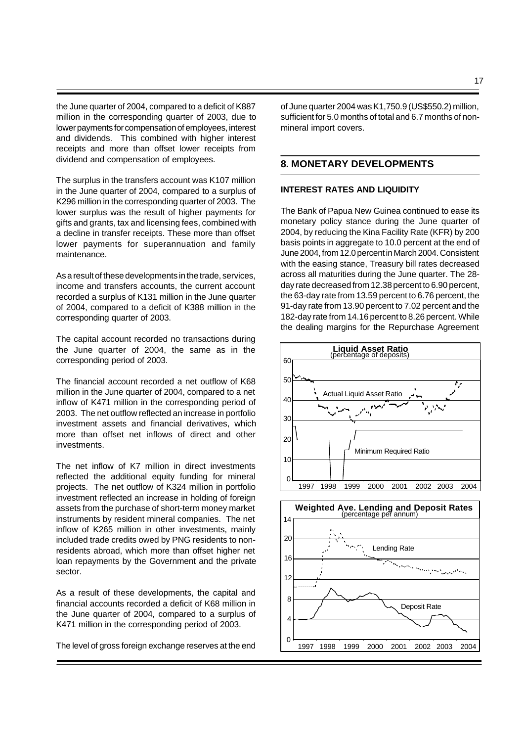the June quarter of 2004, compared to a deficit of K887 million in the corresponding quarter of 2003, due to lower payments for compensation of employees, interest and dividends. This combined with higher interest receipts and more than offset lower receipts from dividend and compensation of employees.

The surplus in the transfers account was K107 million in the June quarter of 2004, compared to a surplus of K296 million in the corresponding quarter of 2003. The lower surplus was the result of higher payments for gifts and grants, tax and licensing fees, combined with a decline in transfer receipts. These more than offset lower payments for superannuation and family maintenance.

As a result of these developments in the trade, services, income and transfers accounts, the current account recorded a surplus of K131 million in the June quarter of 2004, compared to a deficit of K388 million in the corresponding quarter of 2003.

The capital account recorded no transactions during the June quarter of 2004, the same as in the corresponding period of 2003.

The financial account recorded a net outflow of K68 million in the June quarter of 2004, compared to a net inflow of K471 million in the corresponding period of 2003. The net outflow reflected an increase in portfolio investment assets and financial derivatives, which more than offset net inflows of direct and other investments.

The net inflow of K7 million in direct investments reflected the additional equity funding for mineral projects. The net outflow of K324 million in portfolio investment reflected an increase in holding of foreign assets from the purchase of short-term money market instruments by resident mineral companies. The net inflow of K265 million in other investments, mainly included trade credits owed by PNG residents to non-residents abroad, which more than offset higher net loan repayments by the Government and the private sector.

As a result of these developments, the capital and financial accounts recorded a deficit of K68 million in the June quarter of 2004, compared to a surplus of K471 million in the corresponding period of 2003.

The level of gross foreign exchange reserves at the end of June quarter 2004 was K1,750.9 (US$550.2) million, sufficient for 5.0 months of total and 6.7 months of non-mineral import covers.

## 8. MONETARY DEVELOPMENTS

### INTEREST RATES AND LIQUIDITY

The Bank of Papua New Guinea continued to ease its monetary policy stance during the June quarter of 2004, by reducing the Kina Facility Rate (KFR) by 200 basis points in aggregate to 10.0 percent at the end of June 2004, from 12.0 percent in March 2004. Consistent with the easing stance, Treasury bill rates decreased across all maturities during the June quarter. The 28-day rate decreased from 12.38 percent to 6.90 percent, the 63-day rate from 13.59 percent to 6.76 percent, the 91-day rate from 13.90 percent to 7.02 percent and the 182-day rate from 14.16 percent to 8.26 percent. While the dealing margins for the Repurchase Agreement

**Liquid Asset Ratio**
(percentage of deposits)

**Weighted Ave. Lending and Deposit Rates**
(percentage per annum)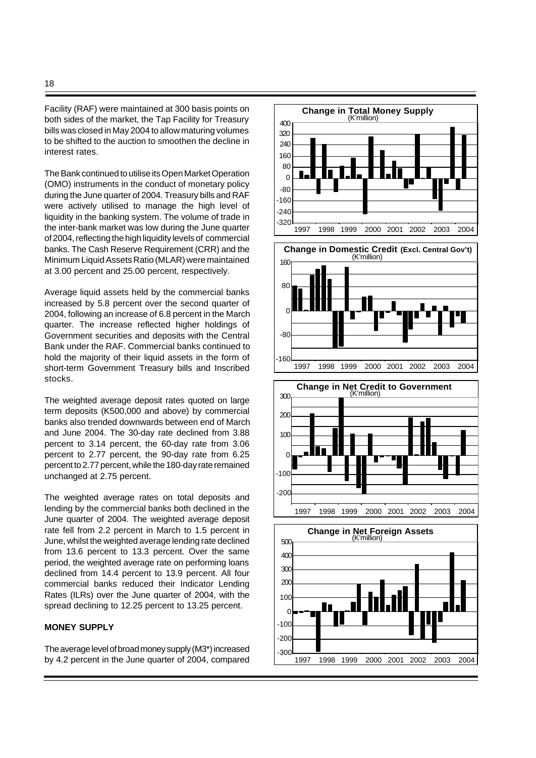Facility (RAF) were maintained at 300 basis points on both sides of the market, the Tap Facility for Treasury bills was closed in May 2004 to allow maturing volumes to be shifted to the auction to smoothen the decline in interest rates.

The Bank continued to utilise its Open Market Operation (OMO) instruments in the conduct of monetary policy during the June quarter of 2004. Treasury bills and RAF were actively utilised to manage the high level of liquidity in the banking system. The volume of trade in the inter-bank market was low during the June quarter of 2004, reflecting the high liquidity levels of commercial banks. The Cash Reserve Requirement (CRR) and the Minimum Liquid Assets Ratio (MLAR) were maintained at 3.00 percent and 25.00 percent, respectively.

Average liquid assets held by the commercial banks increased by 5.8 percent over the second quarter of 2004, following an increase of 6.8 percent in the March quarter. The increase reflected higher holdings of Government securities and deposits with the Central Bank under the RAF. Commercial banks continued to hold the majority of their liquid assets in the form of short-term Government Treasury bills and Inscribed stocks.

The weighted average deposit rates quoted on large term deposits (K500,000 and above) by commercial banks also trended downwards between end of March and June 2004. The 30-day rate declined from 3.88 percent to 3.14 percent, the 60-day rate from 3.06 percent to 2.77 percent, the 90-day rate from 6.25 percent to 2.77 percent, while the 180-day rate remained unchanged at 2.75 percent.

The weighted average rates on total deposits and lending by the commercial banks both declined in the June quarter of 2004. The weighted average deposit rate fell from 2.2 percent in March to 1.5 percent in June, whilst the weighted average lending rate declined from 13.6 percent to 13.3 percent. Over the same period, the weighted average rate on performing loans declined from 14.4 percent to 13.9 percent. All four commercial banks reduced their Indicator Lending Rates (ILRs) over the June quarter of 2004, with the spread declining to 12.25 percent to 13.25 percent.

**MONEY SUPPLY**

The average level of broad money supply (M3*) increased by 4.2 percent in the June quarter of 2004, compared

**Change in Total Money Supply** (K'million)

**Change in Domestic Credit (Excl. Central Gov't)** (K'million)

**Change in Net Credit to Government** (K'million)

**Change in Net Foreign Assets** (K'million)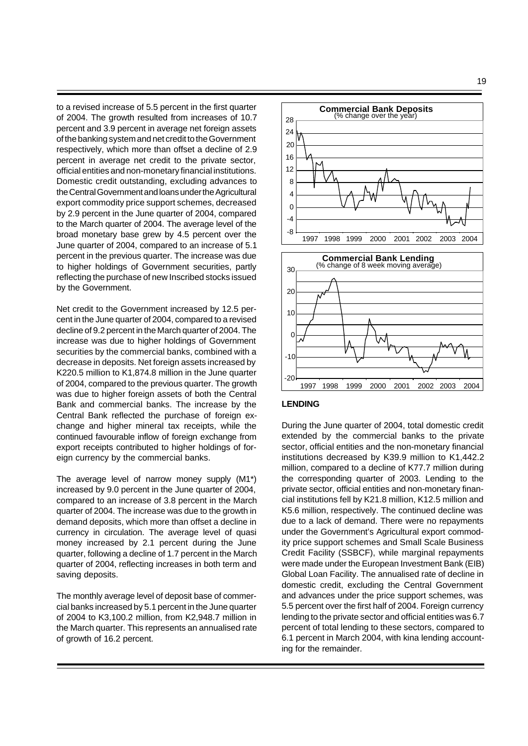to a revised increase of 5.5 percent in the first quarter of 2004. The growth resulted from increases of 10.7 percent and 3.9 percent in average net foreign assets of the banking system and net credit to the Government respectively, which more than offset a decline of 2.9 percent in average net credit to the private sector, official entities and non-monetary financial institutions. Domestic credit outstanding, excluding advances to the Central Government and loans under the Agricultural export commodity price support schemes, decreased by 2.9 percent in the June quarter of 2004, compared to the March quarter of 2004. The average level of the broad monetary base grew by 4.5 percent over the June quarter of 2004, compared to an increase of 5.1 percent in the previous quarter. The increase was due to higher holdings of Government securities, partly reflecting the purchase of new Inscribed stocks issued by the Government.

Net credit to the Government increased by 12.5 percent in the June quarter of 2004, compared to a revised decline of 9.2 percent in the March quarter of 2004. The increase was due to higher holdings of Government securities by the commercial banks, combined with a decrease in deposits. Net foreign assets increased by K220.5 million to K1,874.8 million in the June quarter of 2004, compared to the previous quarter. The growth was due to higher foreign assets of both the Central Bank and commercial banks. The increase by the Central Bank reflected the purchase of foreign exchange and higher mineral tax receipts, while the continued favourable inflow of foreign exchange from export receipts contributed to higher holdings of foreign currency by the commercial banks.

The average level of narrow money supply (M1*) increased by 9.0 percent in the June quarter of 2004, compared to an increase of 3.8 percent in the March quarter of 2004. The increase was due to the growth in demand deposits, which more than offset a decline in currency in circulation. The average level of quasi money increased by 2.1 percent during the June quarter, following a decline of 1.7 percent in the March quarter of 2004, reflecting increases in both term and saving deposits.

The monthly average level of deposit base of commercial banks increased by 5.1 percent in the June quarter of 2004 to K3,100.2 million, from K2,948.7 million in the March quarter. This represents an annualised rate of growth of 16.2 percent.

**Commercial Bank Deposits**
(% change over the year)

**Commercial Bank Lending**
(% change of 8 week moving average)

**LENDING**

During the June quarter of 2004, total domestic credit extended by the commercial banks to the private sector, official entities and the non-monetary financial institutions decreased by K39.9 million to K1,442.2 million, compared to a decline of K77.7 million during the corresponding quarter of 2003. Lending to the private sector, official entities and non-monetary financial institutions fell by K21.8 million, K12.5 million and K5.6 million, respectively. The continued decline was due to a lack of demand. There were no repayments under the Government's Agricultural export commodity price support schemes and Small Scale Business Credit Facility (SSBCF), while marginal repayments were made under the European Investment Bank (EIB) Global Loan Facility. The annualised rate of decline in domestic credit, excluding the Central Government and advances under the price support schemes, was 5.5 percent over the first half of 2004. Foreign currency lending to the private sector and official entities was 6.7 percent of total lending to these sectors, compared to 6.1 percent in March 2004, with kina lending accounting for the remainder.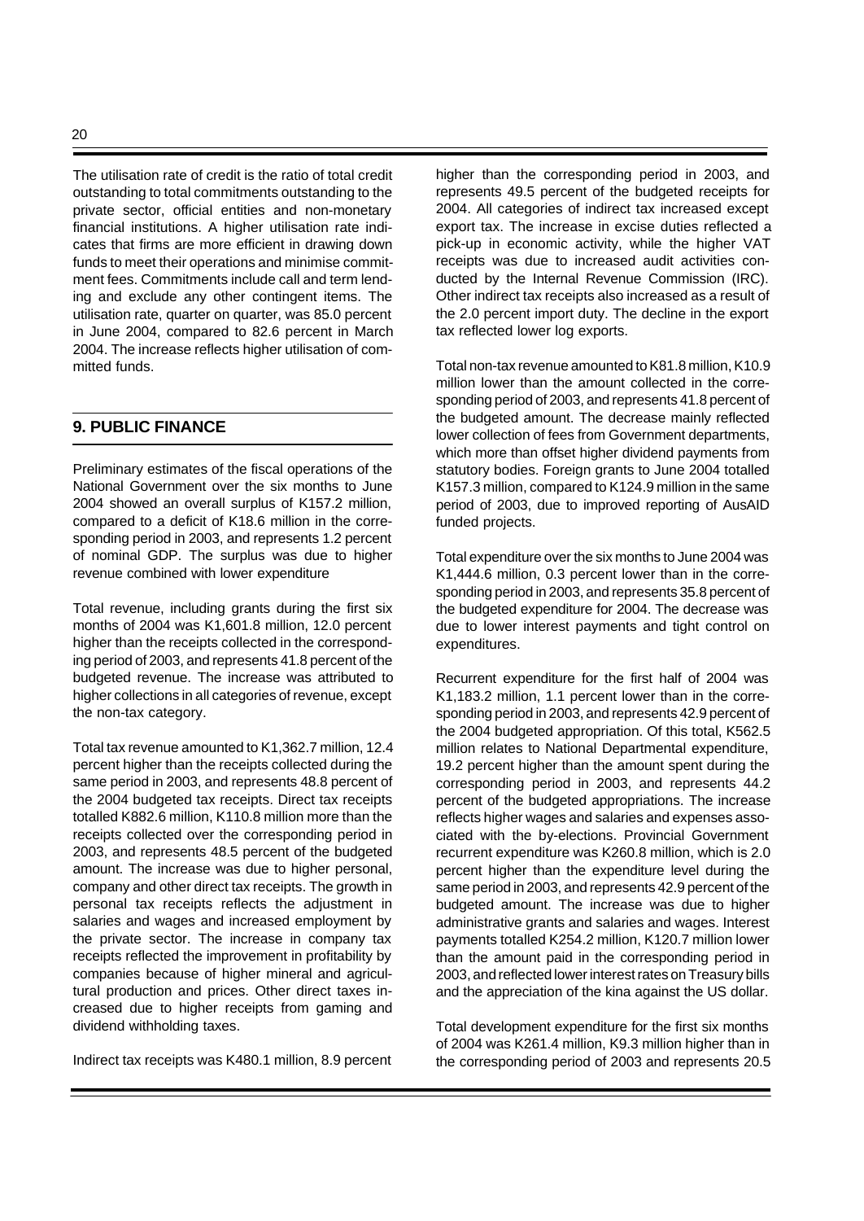The utilisation rate of credit is the ratio of total credit outstanding to total commitments outstanding to the private sector, official entities and non-monetary financial institutions. A higher utilisation rate indicates that firms are more efficient in drawing down funds to meet their operations and minimise commitment fees. Commitments include call and term lending and exclude any other contingent items. The utilisation rate, quarter on quarter, was 85.0 percent in June 2004, compared to 82.6 percent in March 2004. The increase reflects higher utilisation of committed funds.

## 9. PUBLIC FINANCE

Preliminary estimates of the fiscal operations of the National Government over the six months to June 2004 showed an overall surplus of K157.2 million, compared to a deficit of K18.6 million in the corresponding period in 2003, and represents 1.2 percent of nominal GDP. The surplus was due to higher revenue combined with lower expenditure

Total revenue, including grants during the first six months of 2004 was K1,601.8 million, 12.0 percent higher than the receipts collected in the corresponding period of 2003, and represents 41.8 percent of the budgeted revenue. The increase was attributed to higher collections in all categories of revenue, except the non-tax category.

Total tax revenue amounted to K1,362.7 million, 12.4 percent higher than the receipts collected during the same period in 2003, and represents 48.8 percent of the 2004 budgeted tax receipts. Direct tax receipts totalled K882.6 million, K110.8 million more than the receipts collected over the corresponding period in 2003, and represents 48.5 percent of the budgeted amount. The increase was due to higher personal, company and other direct tax receipts. The growth in personal tax receipts reflects the adjustment in salaries and wages and increased employment by the private sector. The increase in company tax receipts reflected the improvement in profitability by companies because of higher mineral and agricultural production and prices. Other direct taxes increased due to higher receipts from gaming and dividend withholding taxes.

Indirect tax receipts was K480.1 million, 8.9 percent higher than the corresponding period in 2003, and represents 49.5 percent of the budgeted receipts for 2004. All categories of indirect tax increased except export tax. The increase in excise duties reflected a pick-up in economic activity, while the higher VAT receipts was due to increased audit activities conducted by the Internal Revenue Commission (IRC). Other indirect tax receipts also increased as a result of the 2.0 percent import duty. The decline in the export tax reflected lower log exports.

Total non-tax revenue amounted to K81.8 million, K10.9 million lower than the amount collected in the corresponding period of 2003, and represents 41.8 percent of the budgeted amount. The decrease mainly reflected lower collection of fees from Government departments, which more than offset higher dividend payments from statutory bodies. Foreign grants to June 2004 totalled K157.3 million, compared to K124.9 million in the same period of 2003, due to improved reporting of AusAID funded projects.

Total expenditure over the six months to June 2004 was K1,444.6 million, 0.3 percent lower than in the corresponding period in 2003, and represents 35.8 percent of the budgeted expenditure for 2004. The decrease was due to lower interest payments and tight control on expenditures.

Recurrent expenditure for the first half of 2004 was K1,183.2 million, 1.1 percent lower than in the corresponding period in 2003, and represents 42.9 percent of the 2004 budgeted appropriation. Of this total, K562.5 million relates to National Departmental expenditure, 19.2 percent higher than the amount spent during the corresponding period in 2003, and represents 44.2 percent of the budgeted appropriations. The increase reflects higher wages and salaries and expenses associated with the by-elections. Provincial Government recurrent expenditure was K260.8 million, which is 2.0 percent higher than the expenditure level during the same period in 2003, and represents 42.9 percent of the budgeted amount. The increase was due to higher administrative grants and salaries and wages. Interest payments totalled K254.2 million, K120.7 million lower than the amount paid in the corresponding period in 2003, and reflected lower interest rates on Treasury bills and the appreciation of the kina against the US dollar.

Total development expenditure for the first six months of 2004 was K261.4 million, K9.3 million higher than in the corresponding period of 2003 and represents 20.5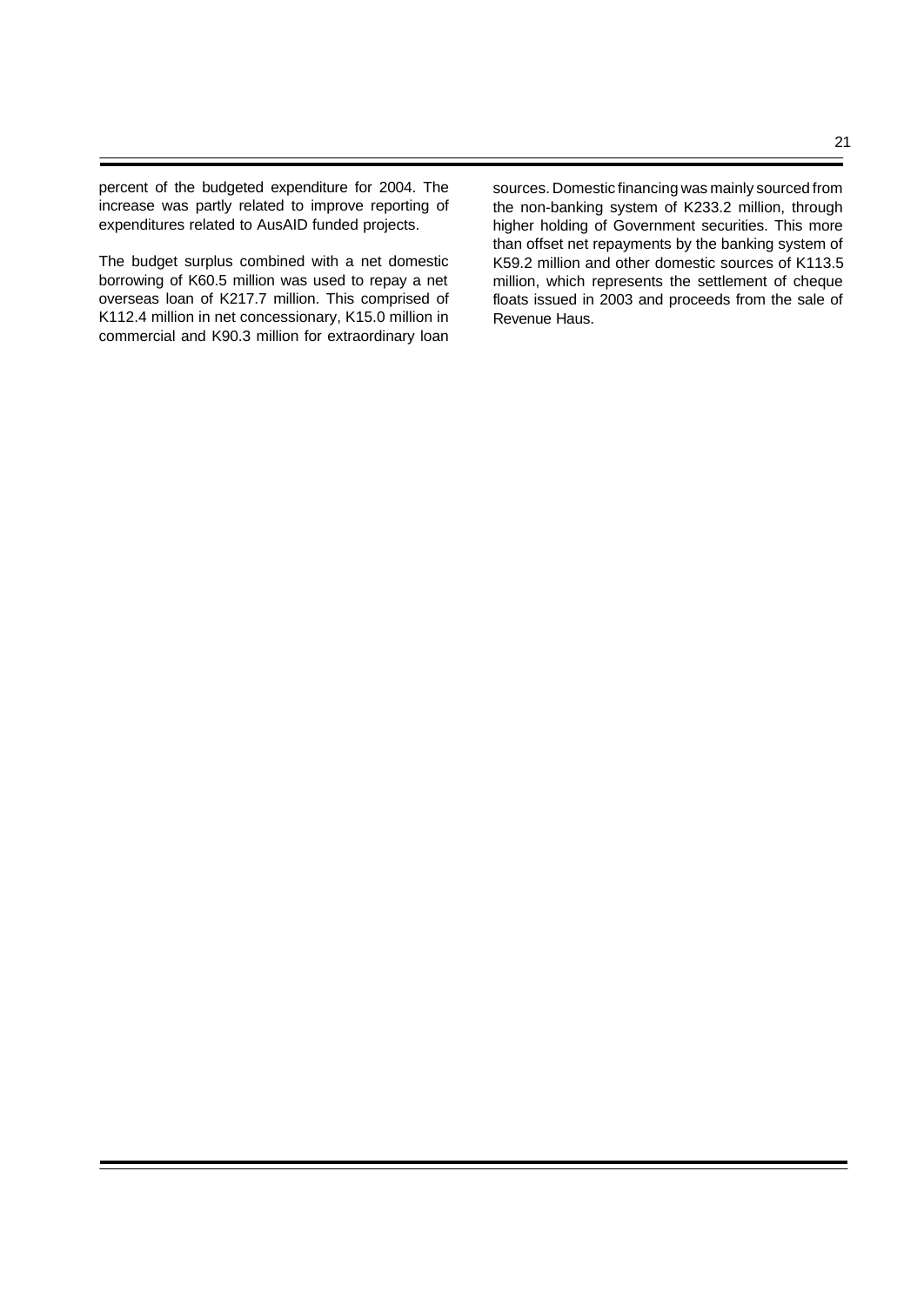percent of the budgeted expenditure for 2004. The increase was partly related to improve reporting of expenditures related to AusAID funded projects.

The budget surplus combined with a net domestic borrowing of K60.5 million was used to repay a net overseas loan of K217.7 million. This comprised of K112.4 million in net concessionary, K15.0 million in commercial and K90.3 million for extraordinary loan sources. Domestic financing was mainly sourced from the non-banking system of K233.2 million, through higher holding of Government securities. This more than offset net repayments by the banking system of K59.2 million and other domestic sources of K113.5 million, which represents the settlement of cheque floats issued in 2003 and proceeds from the sale of Revenue Haus.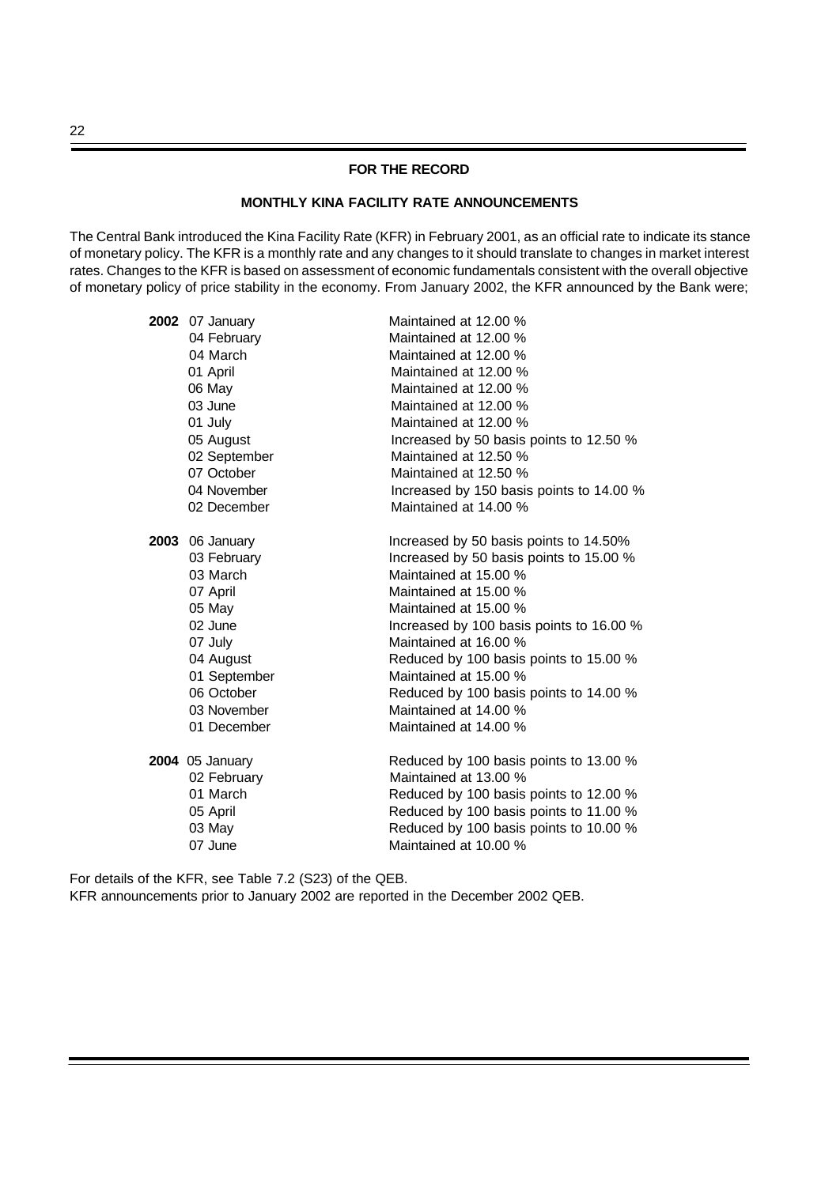## FOR THE RECORD

### MONTHLY KINA FACILITY RATE ANNOUNCEMENTS

The Central Bank introduced the Kina Facility Rate (KFR) in February 2001, as an official rate to indicate its stance of monetary policy. The KFR is a monthly rate and any changes to it should translate to changes in market interest rates. Changes to the KFR is based on assessment of economic fundamentals consistent with the overall objective of monetary policy of price stability in the economy. From January 2002, the KFR announced by the Bank were;

| Year | Date | Announcement |
|---|---|---|
| **2002** | 07 January | Maintained at 12.00 % |
| | 04 February | Maintained at 12.00 % |
| | 04 March | Maintained at 12.00 % |
| | 01 April | Maintained at 12.00 % |
| | 06 May | Maintained at 12.00 % |
| | 03 June | Maintained at 12.00 % |
| | 01 July | Maintained at 12.00 % |
| | 05 August | Increased by 50 basis points to 12.50 % |
| | 02 September | Maintained at 12.50 % |
| | 07 October | Maintained at 12.50 % |
| | 04 November | Increased by 150 basis points to 14.00 % |
| | 02 December | Maintained at 14.00 % |
| **2003** | 06 January | Increased by 50 basis points to 14.50% |
| | 03 February | Increased by 50 basis points to 15.00 % |
| | 03 March | Maintained at 15.00 % |
| | 07 April | Maintained at 15.00 % |
| | 05 May | Maintained at 15.00 % |
| | 02 June | Increased by 100 basis points to 16.00 % |
| | 07 July | Maintained at 16.00 % |
| | 04 August | Reduced by 100 basis points to 15.00 % |
| | 01 September | Maintained at 15.00 % |
| | 06 October | Reduced by 100 basis points to 14.00 % |
| | 03 November | Maintained at 14.00 % |
| | 01 December | Maintained at 14.00 % |
| **2004** | 05 January | Reduced by 100 basis points to 13.00 % |
| | 02 February | Maintained at 13.00 % |
| | 01 March | Reduced by 100 basis points to 12.00 % |
| | 05 April | Reduced by 100 basis points to 11.00 % |
| | 03 May | Reduced by 100 basis points to 10.00 % |
| | 07 June | Maintained at 10.00 % |

For details of the KFR, see Table 7.2 (S23) of the QEB.
KFR announcements prior to January 2002 are reported in the December 2002 QEB.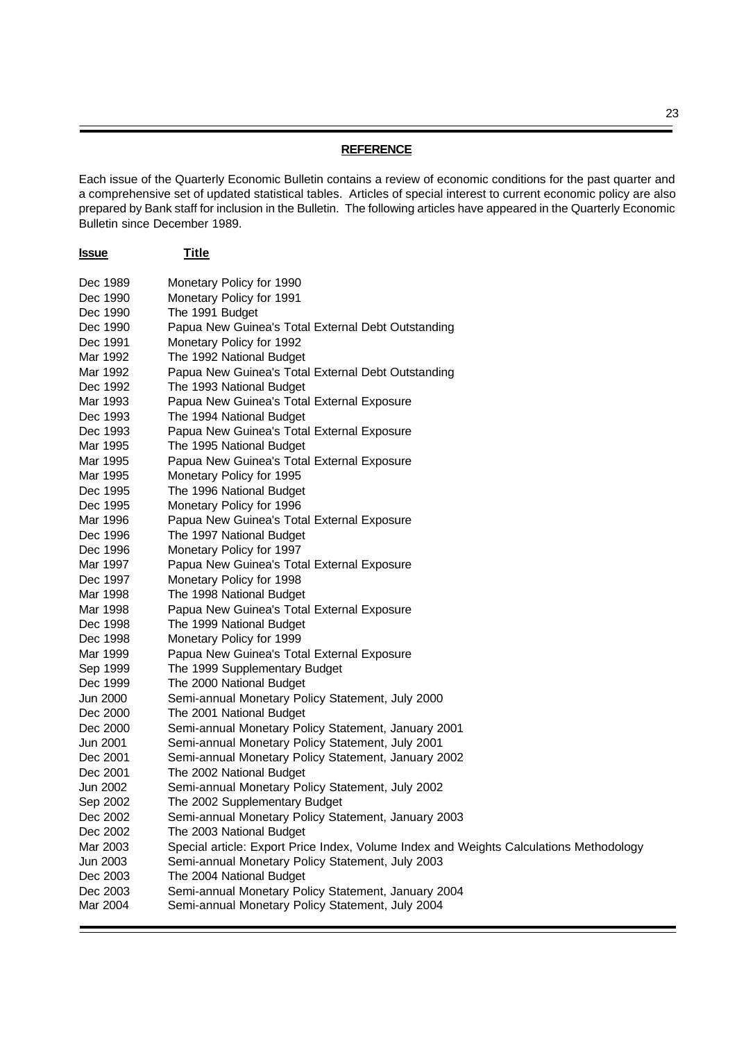## REFERENCE

Each issue of the Quarterly Economic Bulletin contains a review of economic conditions for the past quarter and a comprehensive set of updated statistical tables. Articles of special interest to current economic policy are also prepared by Bank staff for inclusion in the Bulletin. The following articles have appeared in the Quarterly Economic Bulletin since December 1989.

| Issue | Title |
|---|---|
| Dec 1989 | Monetary Policy for 1990 |
| Dec 1990 | Monetary Policy for 1991 |
| Dec 1990 | The 1991 Budget |
| Dec 1990 | Papua New Guinea's Total External Debt Outstanding |
| Dec 1991 | Monetary Policy for 1992 |
| Mar 1992 | The 1992 National Budget |
| Mar 1992 | Papua New Guinea's Total External Debt Outstanding |
| Dec 1992 | The 1993 National Budget |
| Mar 1993 | Papua New Guinea's Total External Exposure |
| Dec 1993 | The 1994 National Budget |
| Dec 1993 | Papua New Guinea's Total External Exposure |
| Mar 1995 | The 1995 National Budget |
| Mar 1995 | Papua New Guinea's Total External Exposure |
| Mar 1995 | Monetary Policy for 1995 |
| Dec 1995 | The 1996 National Budget |
| Dec 1995 | Monetary Policy for 1996 |
| Mar 1996 | Papua New Guinea's Total External Exposure |
| Dec 1996 | The 1997 National Budget |
| Dec 1996 | Monetary Policy for 1997 |
| Mar 1997 | Papua New Guinea's Total External Exposure |
| Dec 1997 | Monetary Policy for 1998 |
| Mar 1998 | The 1998 National Budget |
| Mar 1998 | Papua New Guinea's Total External Exposure |
| Dec 1998 | The 1999 National Budget |
| Dec 1998 | Monetary Policy for 1999 |
| Mar 1999 | Papua New Guinea's Total External Exposure |
| Sep 1999 | The 1999 Supplementary Budget |
| Dec 1999 | The 2000 National Budget |
| Jun 2000 | Semi-annual Monetary Policy Statement, July 2000 |
| Dec 2000 | The 2001 National Budget |
| Dec 2000 | Semi-annual Monetary Policy Statement, January 2001 |
| Jun 2001 | Semi-annual Monetary Policy Statement, July 2001 |
| Dec 2001 | Semi-annual Monetary Policy Statement, January 2002 |
| Dec 2001 | The 2002 National Budget |
| Jun 2002 | Semi-annual Monetary Policy Statement, July 2002 |
| Sep 2002 | The 2002 Supplementary Budget |
| Dec 2002 | Semi-annual Monetary Policy Statement, January 2003 |
| Dec 2002 | The 2003 National Budget |
| Mar 2003 | Special article: Export Price Index, Volume Index and Weights Calculations Methodology |
| Jun 2003 | Semi-annual Monetary Policy Statement, July 2003 |
| Dec 2003 | The 2004 National Budget |
| Dec 2003 | Semi-annual Monetary Policy Statement, January 2004 |
| Mar 2004 | Semi-annual Monetary Policy Statement, July 2004 |